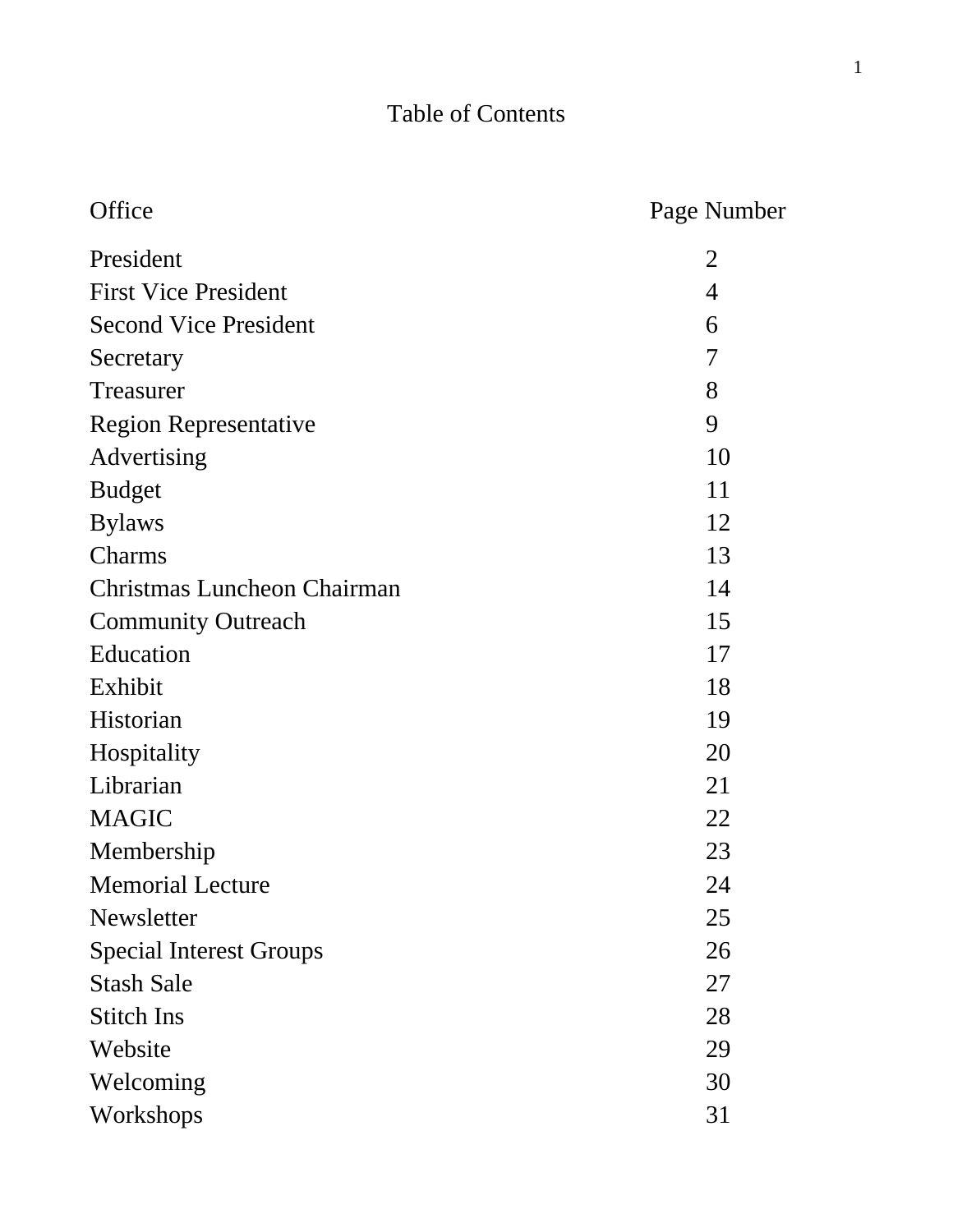# Table of Contents

| Office | Page Number |
|---|---|
| President | 2 |
| First Vice President | 4 |
| Second Vice President | 6 |
| Secretary | 7 |
| Treasurer | 8 |
| Region Representative | 9 |
| Advertising | 10 |
| Budget | 11 |
| Bylaws | 12 |
| Charms | 13 |
| Christmas Luncheon Chairman | 14 |
| Community Outreach | 15 |
| Education | 17 |
| Exhibit | 18 |
| Historian | 19 |
| Hospitality | 20 |
| Librarian | 21 |
| MAGIC | 22 |
| Membership | 23 |
| Memorial Lecture | 24 |
| Newsletter | 25 |
| Special Interest Groups | 26 |
| Stash Sale | 27 |
| Stitch Ins | 28 |
| Website | 29 |
| Welcoming | 30 |
| Workshops | 31 |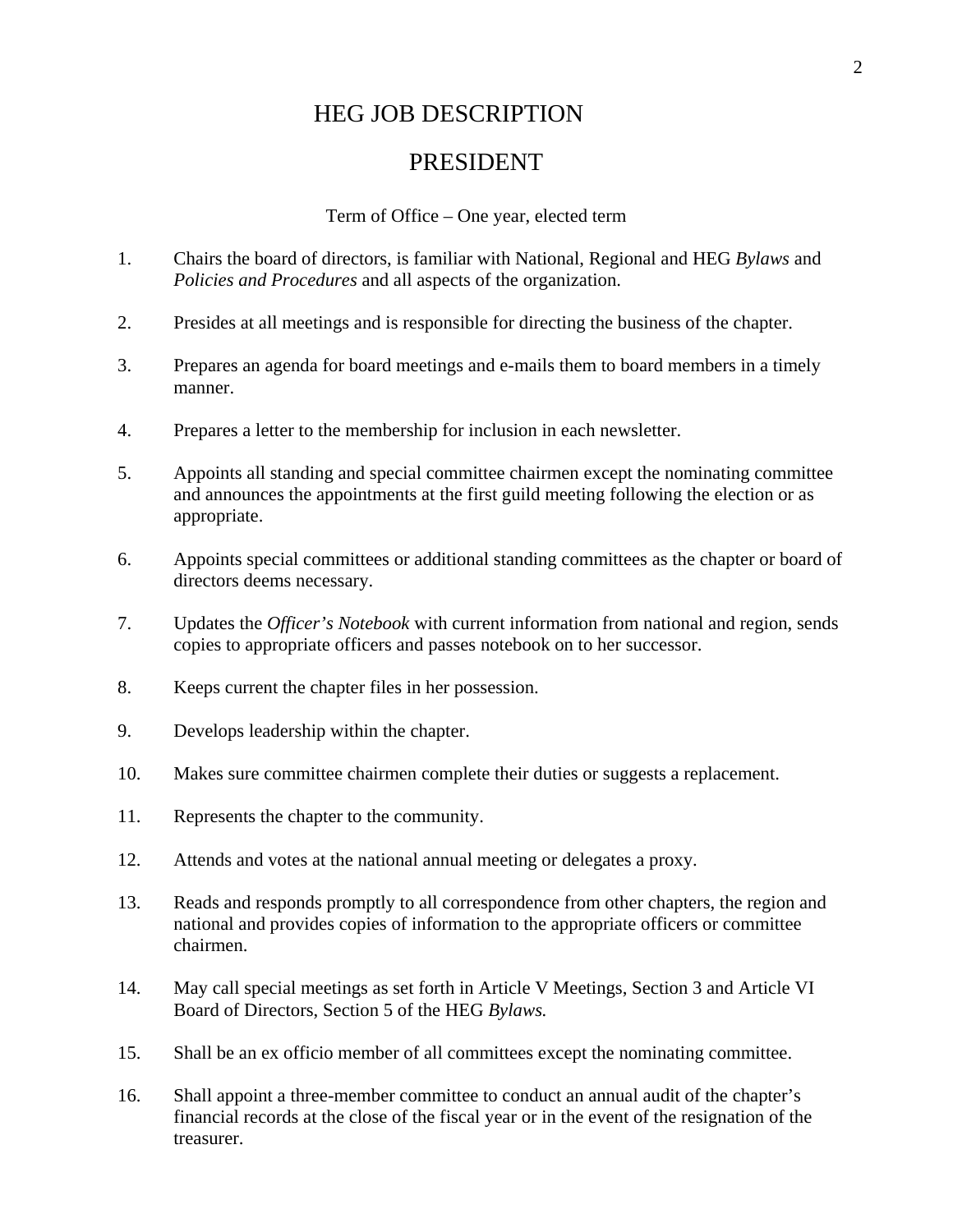# HEG JOB DESCRIPTION

## PRESIDENT

Term of Office – One year, elected term

1. Chairs the board of directors, is familiar with National, Regional and HEG *Bylaws* and *Policies and Procedures* and all aspects of the organization.

2. Presides at all meetings and is responsible for directing the business of the chapter.

3. Prepares an agenda for board meetings and e-mails them to board members in a timely manner.

4. Prepares a letter to the membership for inclusion in each newsletter.

5. Appoints all standing and special committee chairmen except the nominating committee and announces the appointments at the first guild meeting following the election or as appropriate.

6. Appoints special committees or additional standing committees as the chapter or board of directors deems necessary.

7. Updates the *Officer's Notebook* with current information from national and region, sends copies to appropriate officers and passes notebook on to her successor.

8. Keeps current the chapter files in her possession.

9. Develops leadership within the chapter.

10. Makes sure committee chairmen complete their duties or suggests a replacement.

11. Represents the chapter to the community.

12. Attends and votes at the national annual meeting or delegates a proxy.

13. Reads and responds promptly to all correspondence from other chapters, the region and national and provides copies of information to the appropriate officers or committee chairmen.

14. May call special meetings as set forth in Article V Meetings, Section 3 and Article VI Board of Directors, Section 5 of the HEG *Bylaws.*

15. Shall be an ex officio member of all committees except the nominating committee.

16. Shall appoint a three-member committee to conduct an annual audit of the chapter's financial records at the close of the fiscal year or in the event of the resignation of the treasurer.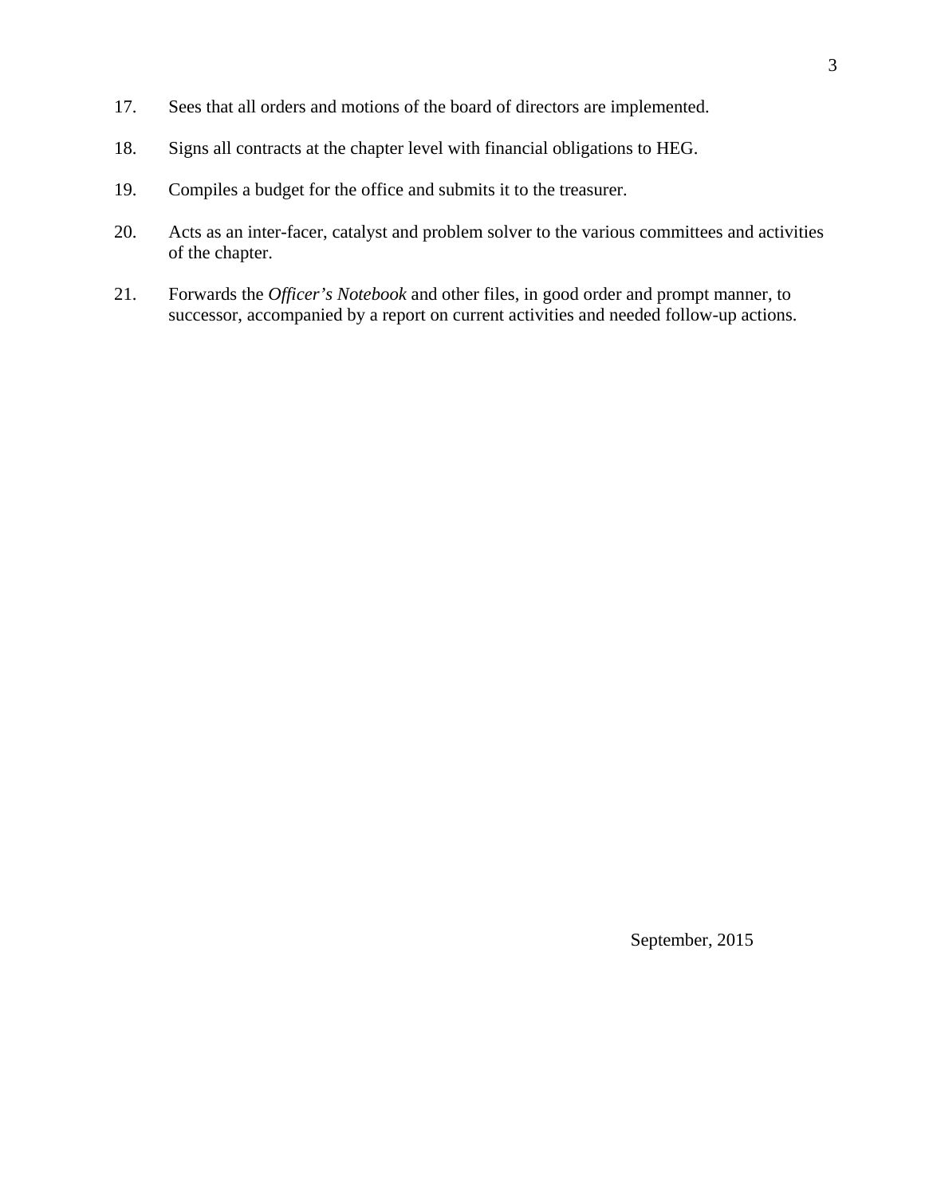17. Sees that all orders and motions of the board of directors are implemented.

18. Signs all contracts at the chapter level with financial obligations to HEG.

19. Compiles a budget for the office and submits it to the treasurer.

20. Acts as an inter-facer, catalyst and problem solver to the various committees and activities of the chapter.

21. Forwards the *Officer's Notebook* and other files, in good order and prompt manner, to successor, accompanied by a report on current activities and needed follow-up actions.

September, 2015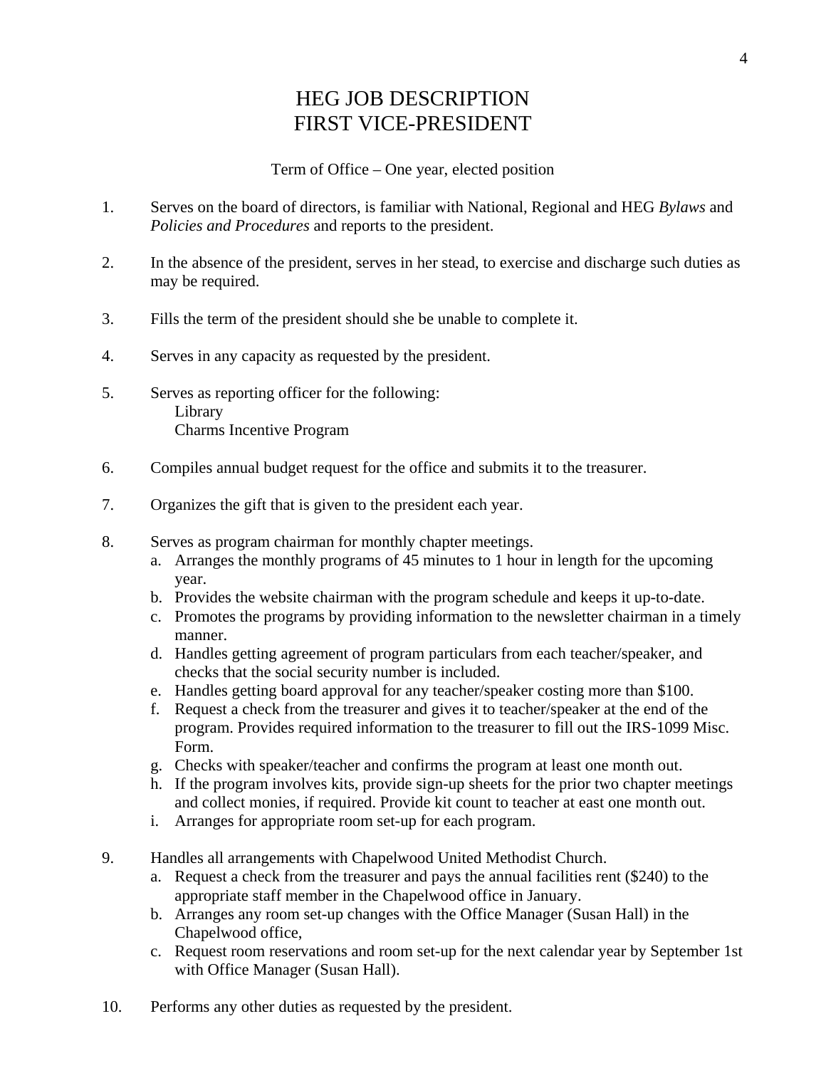# HEG JOB DESCRIPTION
# FIRST VICE-PRESIDENT

Term of Office – One year, elected position

1. Serves on the board of directors, is familiar with National, Regional and HEG *Bylaws* and *Policies and Procedures* and reports to the president.

2. In the absence of the president, serves in her stead, to exercise and discharge such duties as may be required.

3. Fills the term of the president should she be unable to complete it.

4. Serves in any capacity as requested by the president.

5. Serves as reporting officer for the following:
   Library
   Charms Incentive Program

6. Compiles annual budget request for the office and submits it to the treasurer.

7. Organizes the gift that is given to the president each year.

8. Serves as program chairman for monthly chapter meetings.
   a. Arranges the monthly programs of 45 minutes to 1 hour in length for the upcoming year.
   b. Provides the website chairman with the program schedule and keeps it up-to-date.
   c. Promotes the programs by providing information to the newsletter chairman in a timely manner.
   d. Handles getting agreement of program particulars from each teacher/speaker, and checks that the social security number is included.
   e. Handles getting board approval for any teacher/speaker costing more than $100.
   f. Request a check from the treasurer and gives it to teacher/speaker at the end of the program. Provides required information to the treasurer to fill out the IRS-1099 Misc. Form.
   g. Checks with speaker/teacher and confirms the program at least one month out.
   h. If the program involves kits, provide sign-up sheets for the prior two chapter meetings and collect monies, if required. Provide kit count to teacher at east one month out.
   i. Arranges for appropriate room set-up for each program.

9. Handles all arrangements with Chapelwood United Methodist Church.
   a. Request a check from the treasurer and pays the annual facilities rent ($240) to the appropriate staff member in the Chapelwood office in January.
   b. Arranges any room set-up changes with the Office Manager (Susan Hall) in the Chapelwood office,
   c. Request room reservations and room set-up for the next calendar year by September 1st with Office Manager (Susan Hall).

10. Performs any other duties as requested by the president.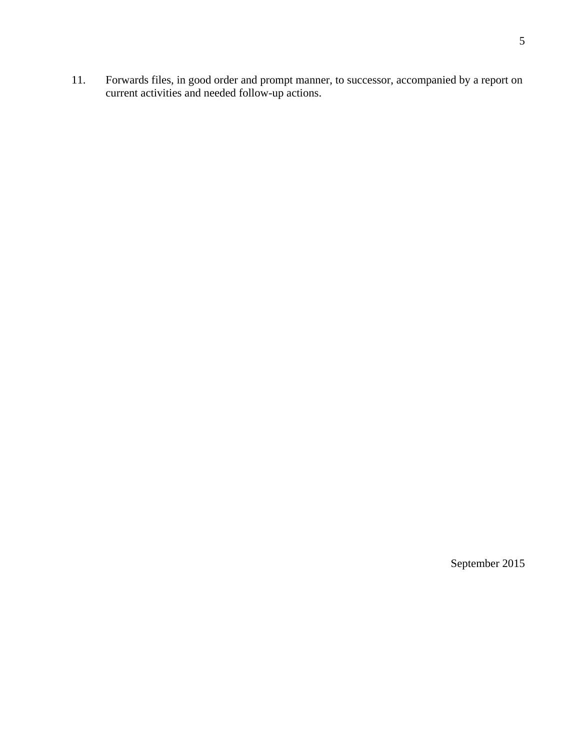11. Forwards files, in good order and prompt manner, to successor, accompanied by a report on current activities and needed follow-up actions.

September 2015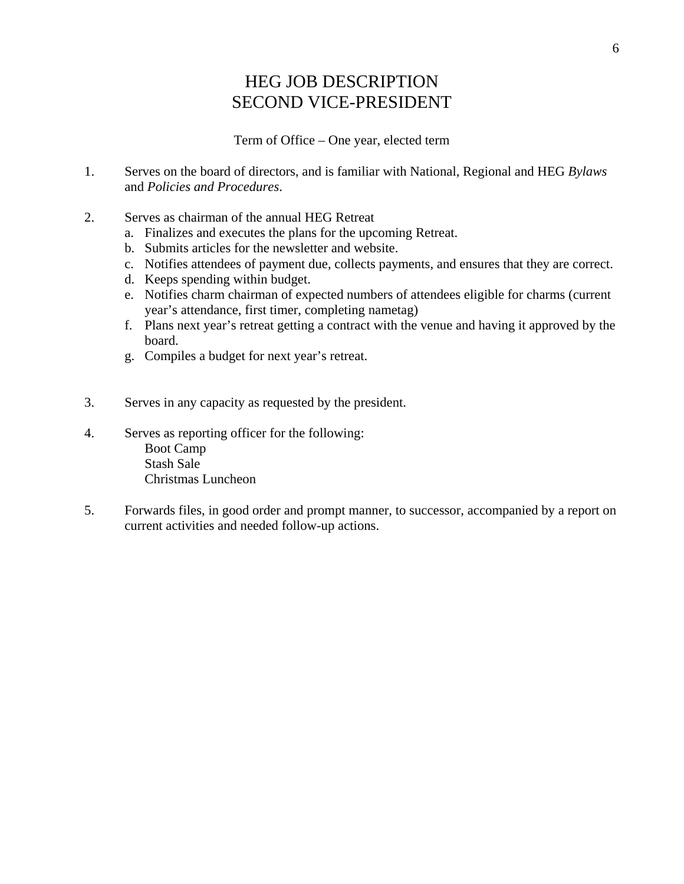# HEG JOB DESCRIPTION
# SECOND VICE-PRESIDENT

Term of Office – One year, elected term

1. Serves on the board of directors, and is familiar with National, Regional and HEG *Bylaws* and *Policies and Procedures*.

2. Serves as chairman of the annual HEG Retreat
   a. Finalizes and executes the plans for the upcoming Retreat.
   b. Submits articles for the newsletter and website.
   c. Notifies attendees of payment due, collects payments, and ensures that they are correct.
   d. Keeps spending within budget.
   e. Notifies charm chairman of expected numbers of attendees eligible for charms (current year's attendance, first timer, completing nametag)
   f. Plans next year's retreat getting a contract with the venue and having it approved by the board.
   g. Compiles a budget for next year's retreat.

3. Serves in any capacity as requested by the president.

4. Serves as reporting officer for the following:
   - Boot Camp
   - Stash Sale
   - Christmas Luncheon

5. Forwards files, in good order and prompt manner, to successor, accompanied by a report on current activities and needed follow-up actions.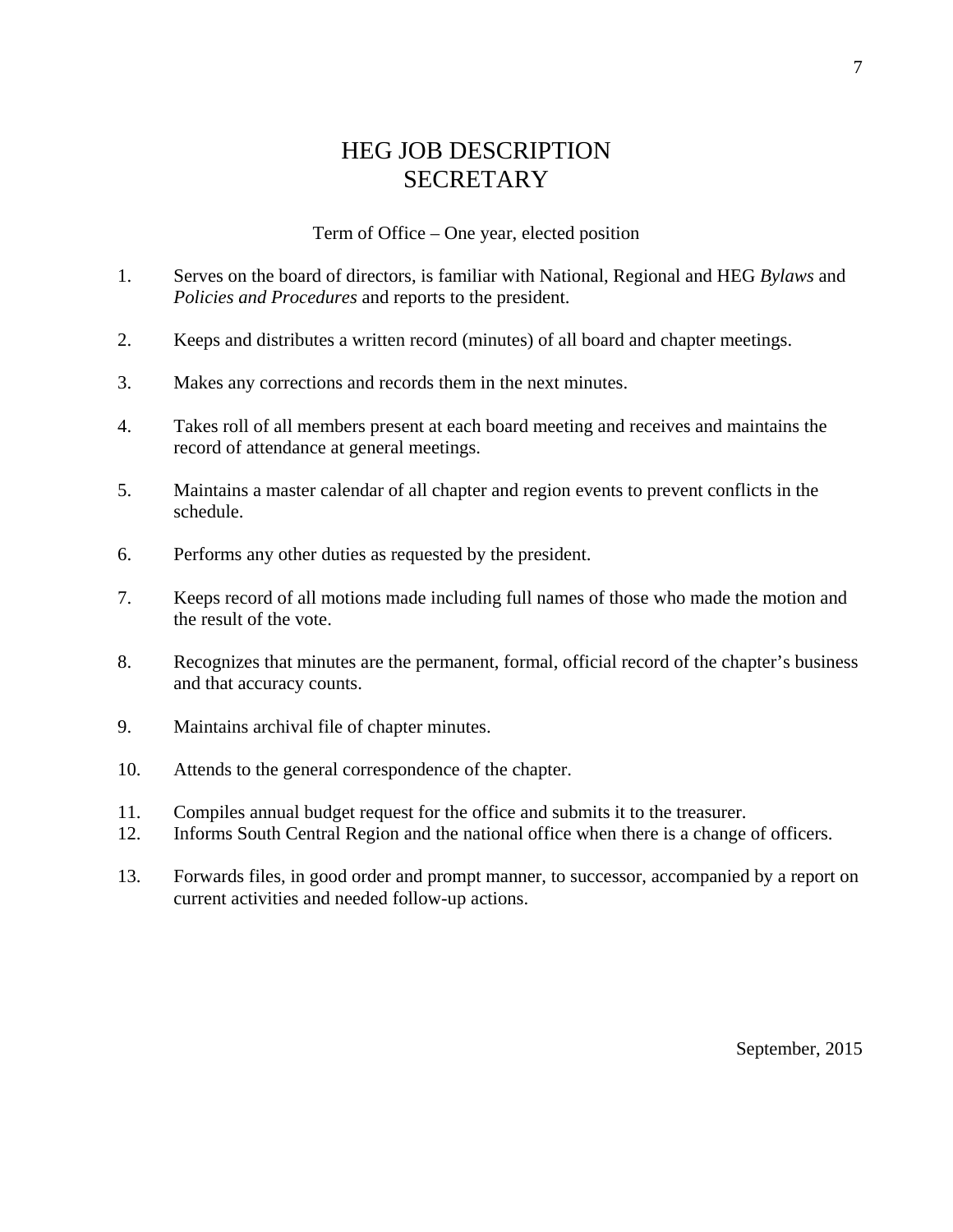# HEG JOB DESCRIPTION
# SECRETARY

Term of Office – One year, elected position

1. Serves on the board of directors, is familiar with National, Regional and HEG *Bylaws* and *Policies and Procedures* and reports to the president.

2. Keeps and distributes a written record (minutes) of all board and chapter meetings.

3. Makes any corrections and records them in the next minutes.

4. Takes roll of all members present at each board meeting and receives and maintains the record of attendance at general meetings.

5. Maintains a master calendar of all chapter and region events to prevent conflicts in the schedule.

6. Performs any other duties as requested by the president.

7. Keeps record of all motions made including full names of those who made the motion and the result of the vote.

8. Recognizes that minutes are the permanent, formal, official record of the chapter's business and that accuracy counts.

9. Maintains archival file of chapter minutes.

10. Attends to the general correspondence of the chapter.

11. Compiles annual budget request for the office and submits it to the treasurer.
12. Informs South Central Region and the national office when there is a change of officers.

13. Forwards files, in good order and prompt manner, to successor, accompanied by a report on current activities and needed follow-up actions.

September, 2015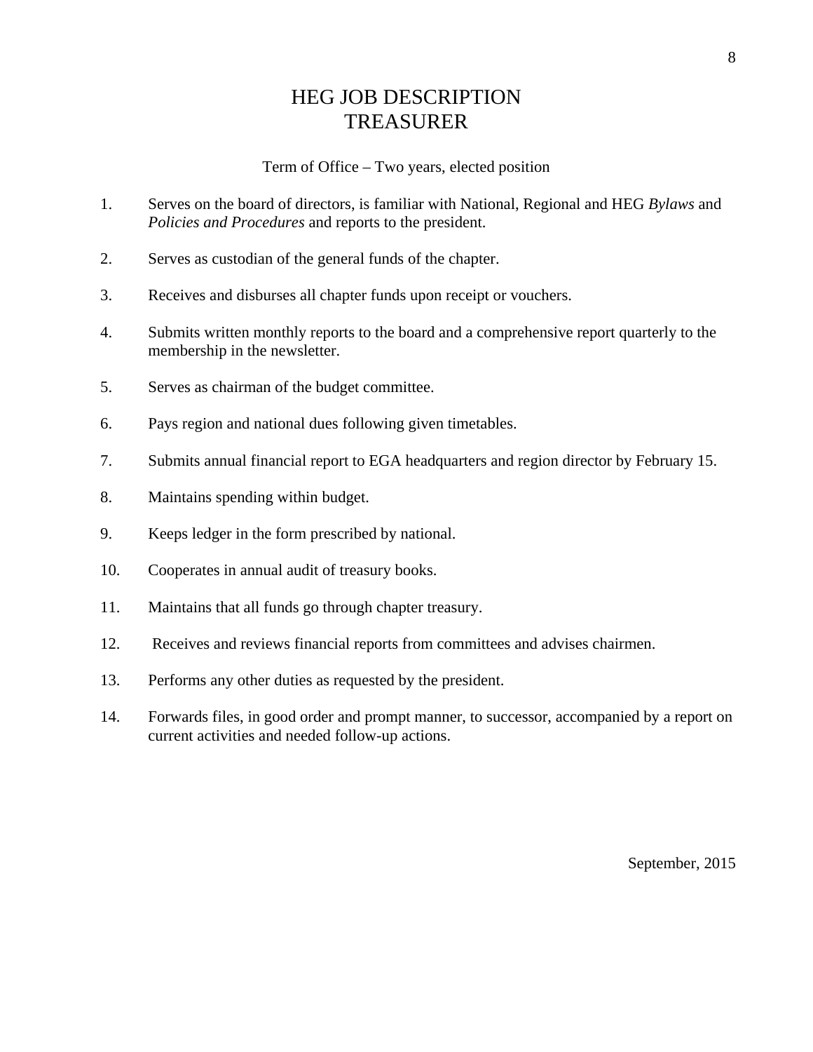# HEG JOB DESCRIPTION
# TREASURER

Term of Office – Two years, elected position

1. Serves on the board of directors, is familiar with National, Regional and HEG *Bylaws* and *Policies and Procedures* and reports to the president.

2. Serves as custodian of the general funds of the chapter.

3. Receives and disburses all chapter funds upon receipt or vouchers.

4. Submits written monthly reports to the board and a comprehensive report quarterly to the membership in the newsletter.

5. Serves as chairman of the budget committee.

6. Pays region and national dues following given timetables.

7. Submits annual financial report to EGA headquarters and region director by February 15.

8. Maintains spending within budget.

9. Keeps ledger in the form prescribed by national.

10. Cooperates in annual audit of treasury books.

11. Maintains that all funds go through chapter treasury.

12. Receives and reviews financial reports from committees and advises chairmen.

13. Performs any other duties as requested by the president.

14. Forwards files, in good order and prompt manner, to successor, accompanied by a report on current activities and needed follow-up actions.

September, 2015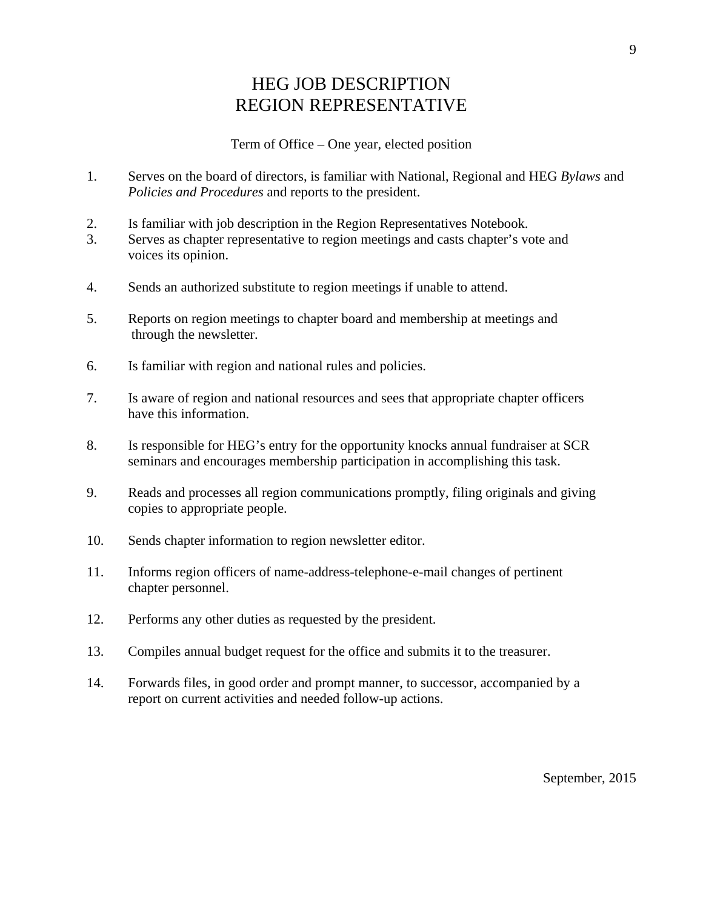# HEG JOB DESCRIPTION
# REGION REPRESENTATIVE

Term of Office – One year, elected position

1. Serves on the board of directors, is familiar with National, Regional and HEG *Bylaws* and *Policies and Procedures* and reports to the president.
2. Is familiar with job description in the Region Representatives Notebook.
3. Serves as chapter representative to region meetings and casts chapter's vote and voices its opinion.
4. Sends an authorized substitute to region meetings if unable to attend.
5. Reports on region meetings to chapter board and membership at meetings and through the newsletter.
6. Is familiar with region and national rules and policies.
7. Is aware of region and national resources and sees that appropriate chapter officers have this information.
8. Is responsible for HEG's entry for the opportunity knocks annual fundraiser at SCR seminars and encourages membership participation in accomplishing this task.
9. Reads and processes all region communications promptly, filing originals and giving copies to appropriate people.
10. Sends chapter information to region newsletter editor.
11. Informs region officers of name-address-telephone-e-mail changes of pertinent chapter personnel.
12. Performs any other duties as requested by the president.
13. Compiles annual budget request for the office and submits it to the treasurer.
14. Forwards files, in good order and prompt manner, to successor, accompanied by a report on current activities and needed follow-up actions.

September, 2015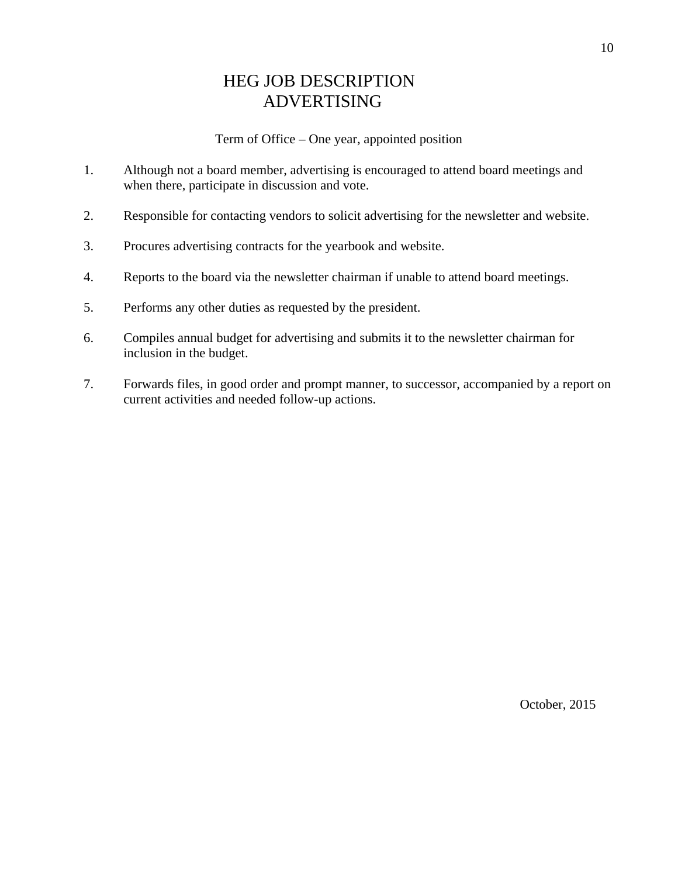# HEG JOB DESCRIPTION
# ADVERTISING

Term of Office – One year, appointed position

1. Although not a board member, advertising is encouraged to attend board meetings and when there, participate in discussion and vote.

2. Responsible for contacting vendors to solicit advertising for the newsletter and website.

3. Procures advertising contracts for the yearbook and website.

4. Reports to the board via the newsletter chairman if unable to attend board meetings.

5. Performs any other duties as requested by the president.

6. Compiles annual budget for advertising and submits it to the newsletter chairman for inclusion in the budget.

7. Forwards files, in good order and prompt manner, to successor, accompanied by a report on current activities and needed follow-up actions.

October, 2015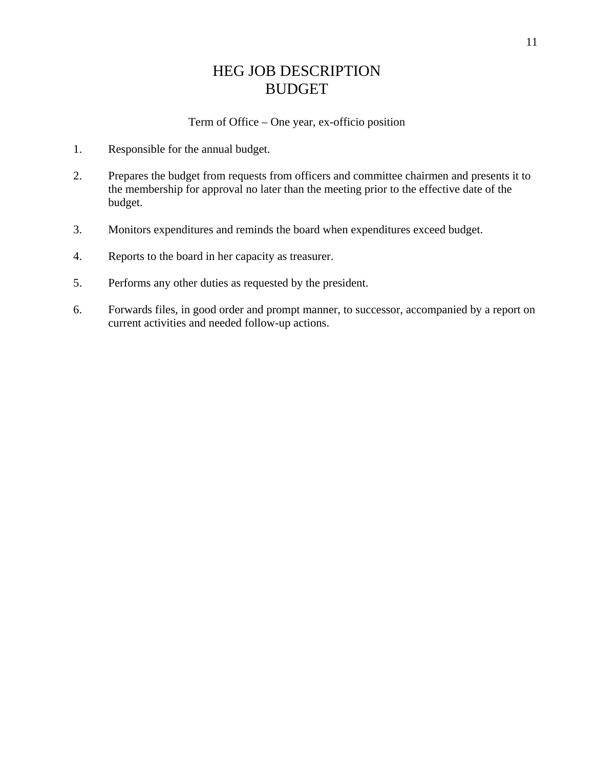# HEG JOB DESCRIPTION
# BUDGET

Term of Office – One year, ex-officio position

1. Responsible for the annual budget.

2. Prepares the budget from requests from officers and committee chairmen and presents it to the membership for approval no later than the meeting prior to the effective date of the budget.

3. Monitors expenditures and reminds the board when expenditures exceed budget.

4. Reports to the board in her capacity as treasurer.

5. Performs any other duties as requested by the president.

6. Forwards files, in good order and prompt manner, to successor, accompanied by a report on current activities and needed follow-up actions.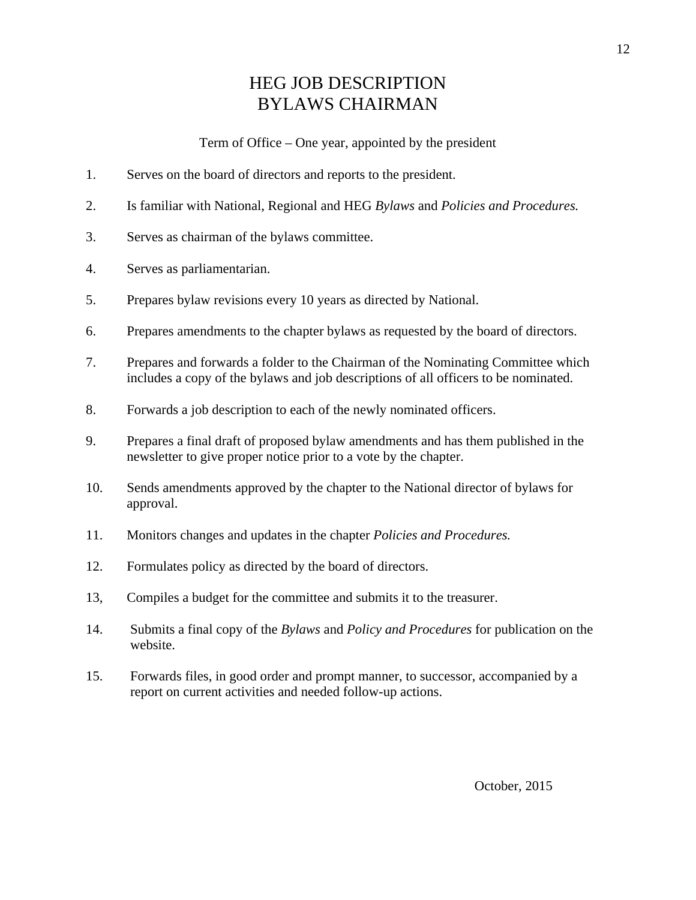# HEG JOB DESCRIPTION
# BYLAWS CHAIRMAN

Term of Office – One year, appointed by the president

1. Serves on the board of directors and reports to the president.

2. Is familiar with National, Regional and HEG *Bylaws* and *Policies and Procedures.*

3. Serves as chairman of the bylaws committee.

4. Serves as parliamentarian.

5. Prepares bylaw revisions every 10 years as directed by National.

6. Prepares amendments to the chapter bylaws as requested by the board of directors.

7. Prepares and forwards a folder to the Chairman of the Nominating Committee which includes a copy of the bylaws and job descriptions of all officers to be nominated.

8. Forwards a job description to each of the newly nominated officers.

9. Prepares a final draft of proposed bylaw amendments and has them published in the newsletter to give proper notice prior to a vote by the chapter.

10. Sends amendments approved by the chapter to the National director of bylaws for approval.

11. Monitors changes and updates in the chapter *Policies and Procedures.*

12. Formulates policy as directed by the board of directors.

13, Compiles a budget for the committee and submits it to the treasurer.

14. Submits a final copy of the *Bylaws* and *Policy and Procedures* for publication on the website.

15. Forwards files, in good order and prompt manner, to successor, accompanied by a report on current activities and needed follow-up actions.

October, 2015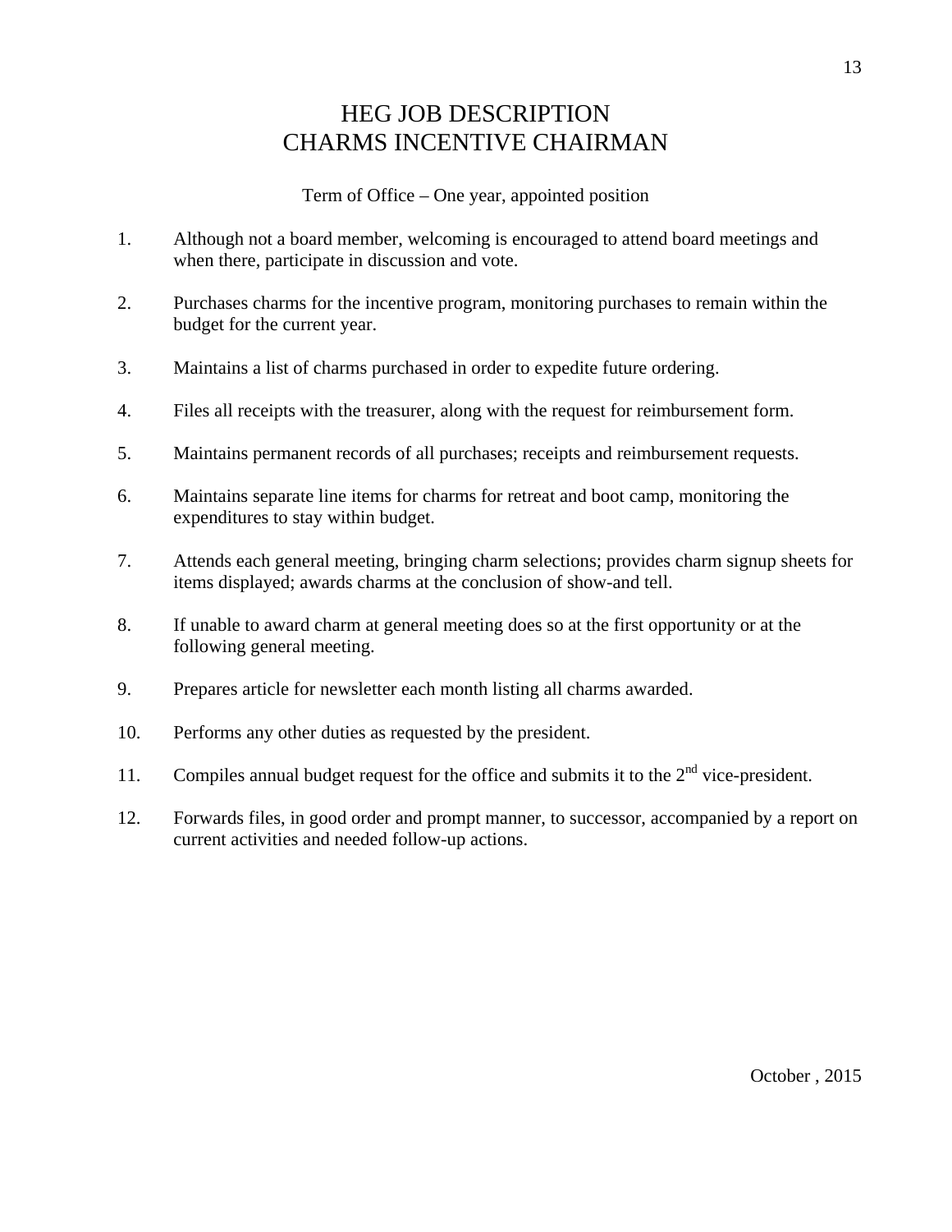# HEG JOB DESCRIPTION
# CHARMS INCENTIVE CHAIRMAN

Term of Office – One year, appointed position

1. Although not a board member, welcoming is encouraged to attend board meetings and when there, participate in discussion and vote.

2. Purchases charms for the incentive program, monitoring purchases to remain within the budget for the current year.

3. Maintains a list of charms purchased in order to expedite future ordering.

4. Files all receipts with the treasurer, along with the request for reimbursement form.

5. Maintains permanent records of all purchases; receipts and reimbursement requests.

6. Maintains separate line items for charms for retreat and boot camp, monitoring the expenditures to stay within budget.

7. Attends each general meeting, bringing charm selections; provides charm signup sheets for items displayed; awards charms at the conclusion of show-and tell.

8. If unable to award charm at general meeting does so at the first opportunity or at the following general meeting.

9. Prepares article for newsletter each month listing all charms awarded.

10. Performs any other duties as requested by the president.

11. Compiles annual budget request for the office and submits it to the 2nd vice-president.

12. Forwards files, in good order and prompt manner, to successor, accompanied by a report on current activities and needed follow-up actions.

October , 2015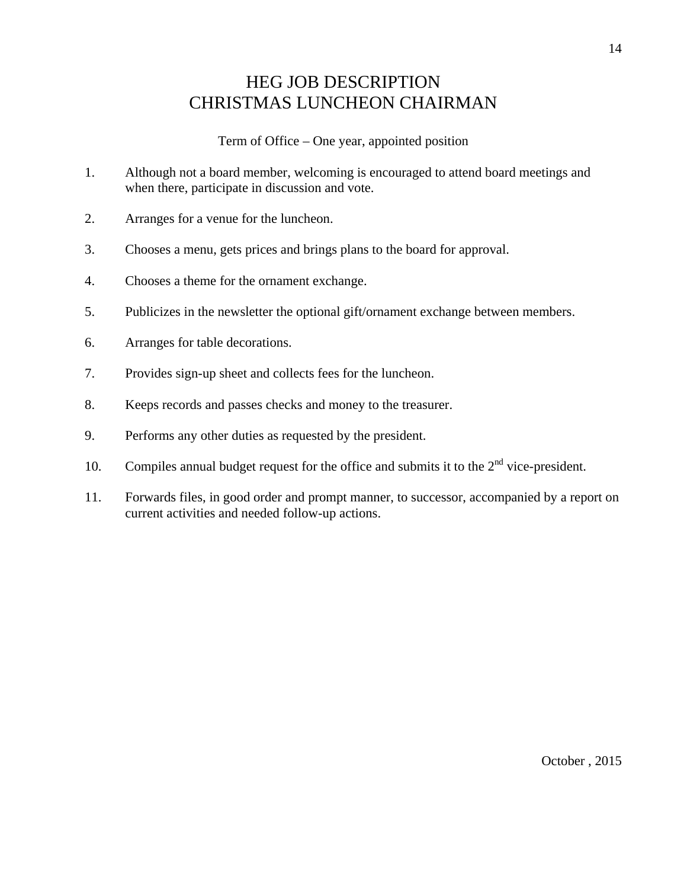# HEG JOB DESCRIPTION
# CHRISTMAS LUNCHEON CHAIRMAN

Term of Office – One year, appointed position

1. Although not a board member, welcoming is encouraged to attend board meetings and when there, participate in discussion and vote.

2. Arranges for a venue for the luncheon.

3. Chooses a menu, gets prices and brings plans to the board for approval.

4. Chooses a theme for the ornament exchange.

5. Publicizes in the newsletter the optional gift/ornament exchange between members.

6. Arranges for table decorations.

7. Provides sign-up sheet and collects fees for the luncheon.

8. Keeps records and passes checks and money to the treasurer.

9. Performs any other duties as requested by the president.

10. Compiles annual budget request for the office and submits it to the 2nd vice-president.

11. Forwards files, in good order and prompt manner, to successor, accompanied by a report on current activities and needed follow-up actions.

October , 2015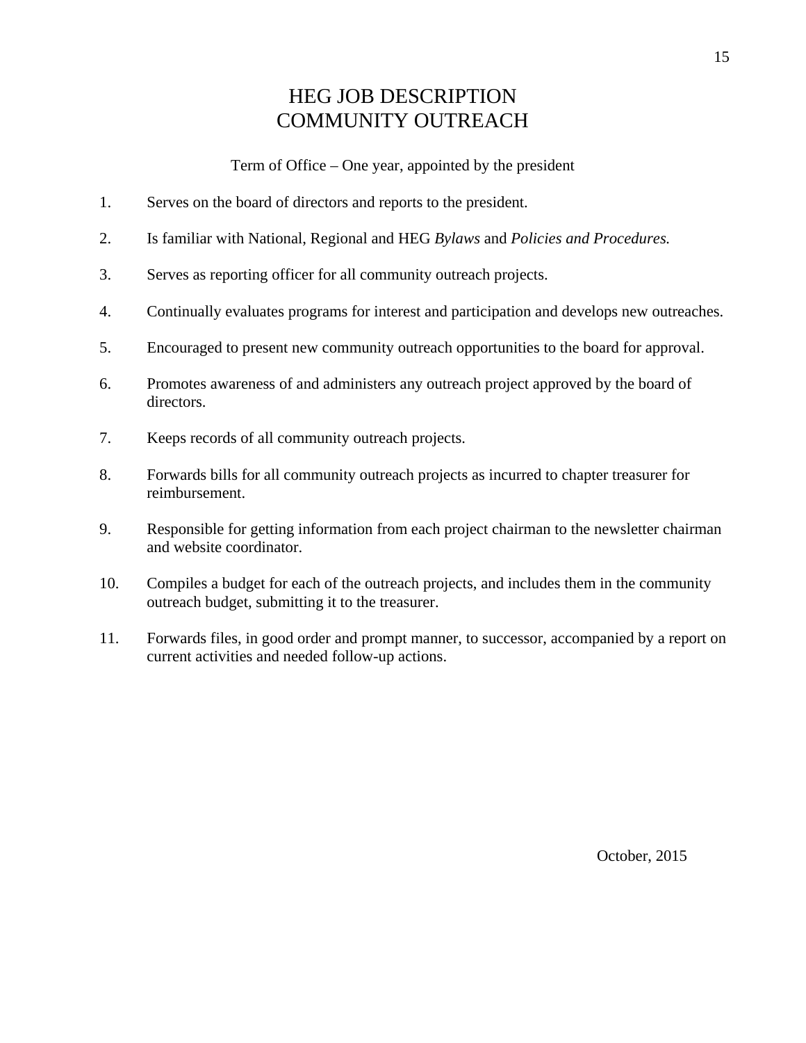# HEG JOB DESCRIPTION
# COMMUNITY OUTREACH

Term of Office – One year, appointed by the president

1. Serves on the board of directors and reports to the president.

2. Is familiar with National, Regional and HEG *Bylaws* and *Policies and Procedures.*

3. Serves as reporting officer for all community outreach projects.

4. Continually evaluates programs for interest and participation and develops new outreaches.

5. Encouraged to present new community outreach opportunities to the board for approval.

6. Promotes awareness of and administers any outreach project approved by the board of directors.

7. Keeps records of all community outreach projects.

8. Forwards bills for all community outreach projects as incurred to chapter treasurer for reimbursement.

9. Responsible for getting information from each project chairman to the newsletter chairman and website coordinator.

10. Compiles a budget for each of the outreach projects, and includes them in the community outreach budget, submitting it to the treasurer.

11. Forwards files, in good order and prompt manner, to successor, accompanied by a report on current activities and needed follow-up actions.

October, 2015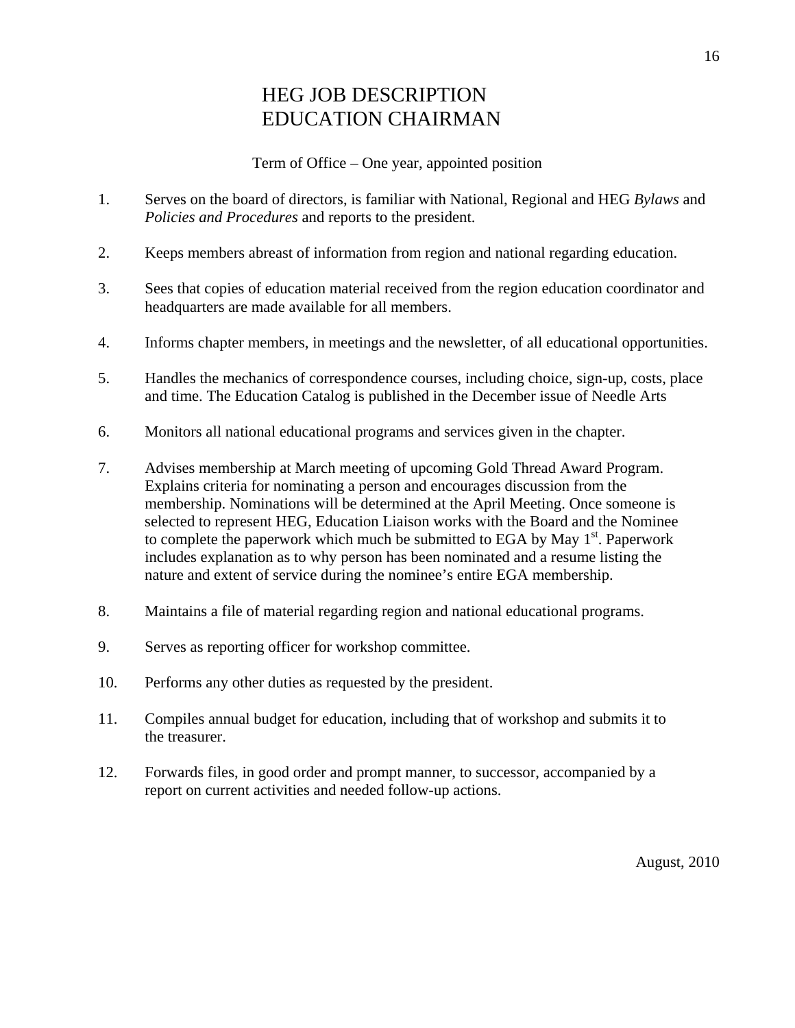# HEG JOB DESCRIPTION
# EDUCATION CHAIRMAN

Term of Office – One year, appointed position

1. Serves on the board of directors, is familiar with National, Regional and HEG *Bylaws* and *Policies and Procedures* and reports to the president.

2. Keeps members abreast of information from region and national regarding education.

3. Sees that copies of education material received from the region education coordinator and headquarters are made available for all members.

4. Informs chapter members, in meetings and the newsletter, of all educational opportunities.

5. Handles the mechanics of correspondence courses, including choice, sign-up, costs, place and time. The Education Catalog is published in the December issue of Needle Arts

6. Monitors all national educational programs and services given in the chapter.

7. Advises membership at March meeting of upcoming Gold Thread Award Program. Explains criteria for nominating a person and encourages discussion from the membership. Nominations will be determined at the April Meeting. Once someone is selected to represent HEG, Education Liaison works with the Board and the Nominee to complete the paperwork which much be submitted to EGA by May 1st. Paperwork includes explanation as to why person has been nominated and a resume listing the nature and extent of service during the nominee's entire EGA membership.

8. Maintains a file of material regarding region and national educational programs.

9. Serves as reporting officer for workshop committee.

10. Performs any other duties as requested by the president.

11. Compiles annual budget for education, including that of workshop and submits it to the treasurer.

12. Forwards files, in good order and prompt manner, to successor, accompanied by a report on current activities and needed follow-up actions.

August, 2010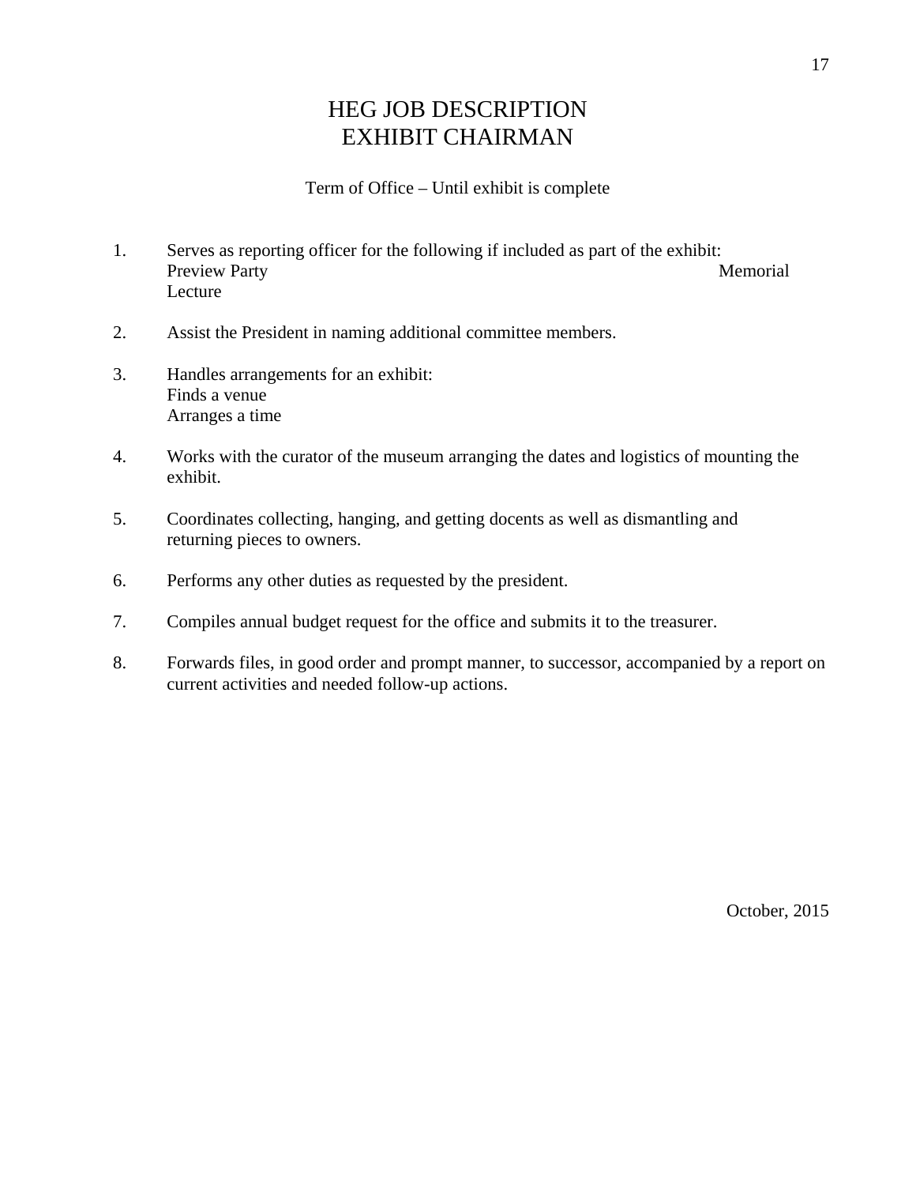# HEG JOB DESCRIPTION
# EXHIBIT CHAIRMAN

Term of Office – Until exhibit is complete

1. Serves as reporting officer for the following if included as part of the exhibit:
   Preview Party
   Memorial Lecture

2. Assist the President in naming additional committee members.

3. Handles arrangements for an exhibit:
   Finds a venue
   Arranges a time

4. Works with the curator of the museum arranging the dates and logistics of mounting the exhibit.

5. Coordinates collecting, hanging, and getting docents as well as dismantling and returning pieces to owners.

6. Performs any other duties as requested by the president.

7. Compiles annual budget request for the office and submits it to the treasurer.

8. Forwards files, in good order and prompt manner, to successor, accompanied by a report on current activities and needed follow-up actions.

October, 2015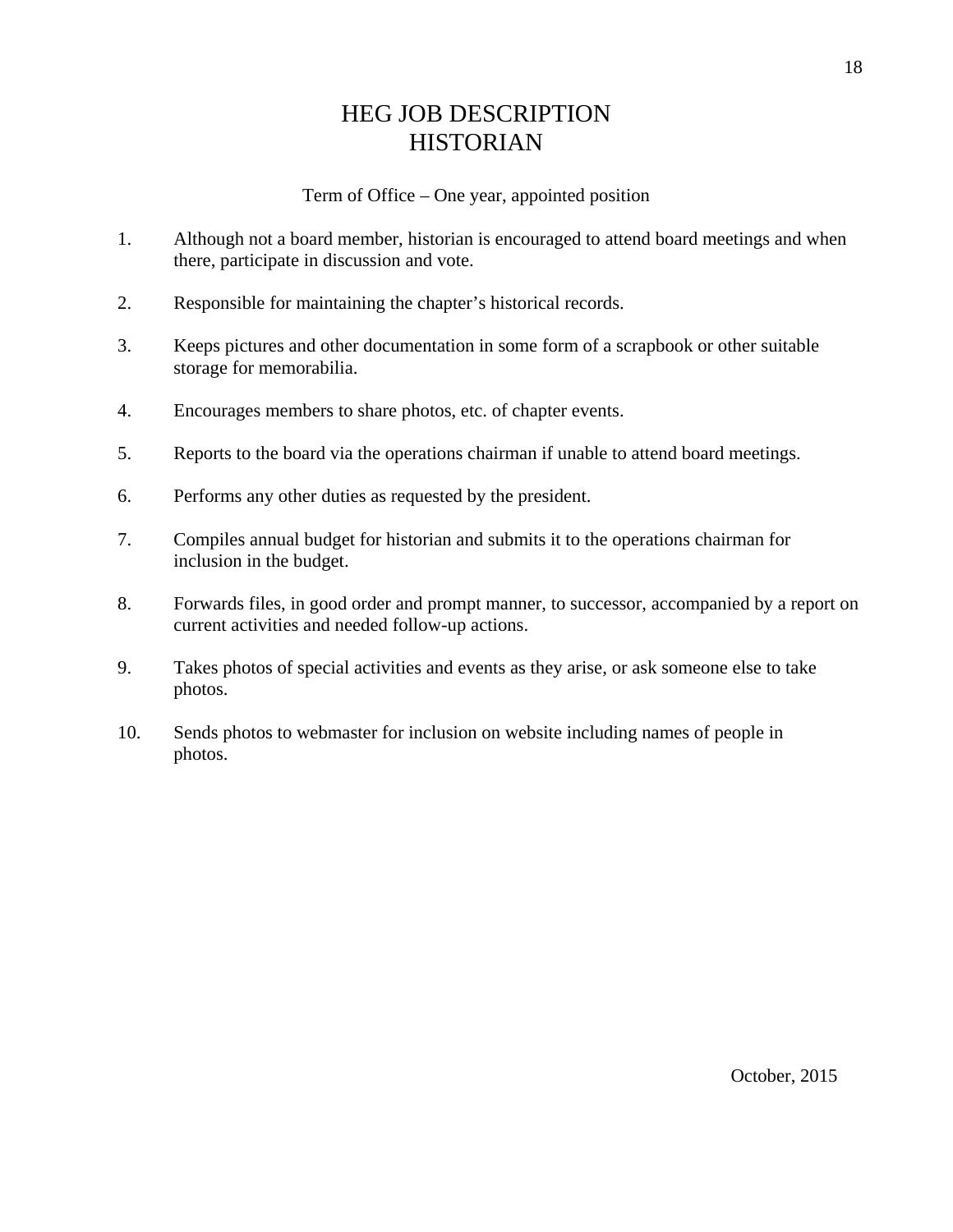# HEG JOB DESCRIPTION
# HISTORIAN

Term of Office – One year, appointed position

1. Although not a board member, historian is encouraged to attend board meetings and when there, participate in discussion and vote.

2. Responsible for maintaining the chapter's historical records.

3. Keeps pictures and other documentation in some form of a scrapbook or other suitable storage for memorabilia.

4. Encourages members to share photos, etc. of chapter events.

5. Reports to the board via the operations chairman if unable to attend board meetings.

6. Performs any other duties as requested by the president.

7. Compiles annual budget for historian and submits it to the operations chairman for inclusion in the budget.

8. Forwards files, in good order and prompt manner, to successor, accompanied by a report on current activities and needed follow-up actions.

9. Takes photos of special activities and events as they arise, or ask someone else to take photos.

10. Sends photos to webmaster for inclusion on website including names of people in photos.

October, 2015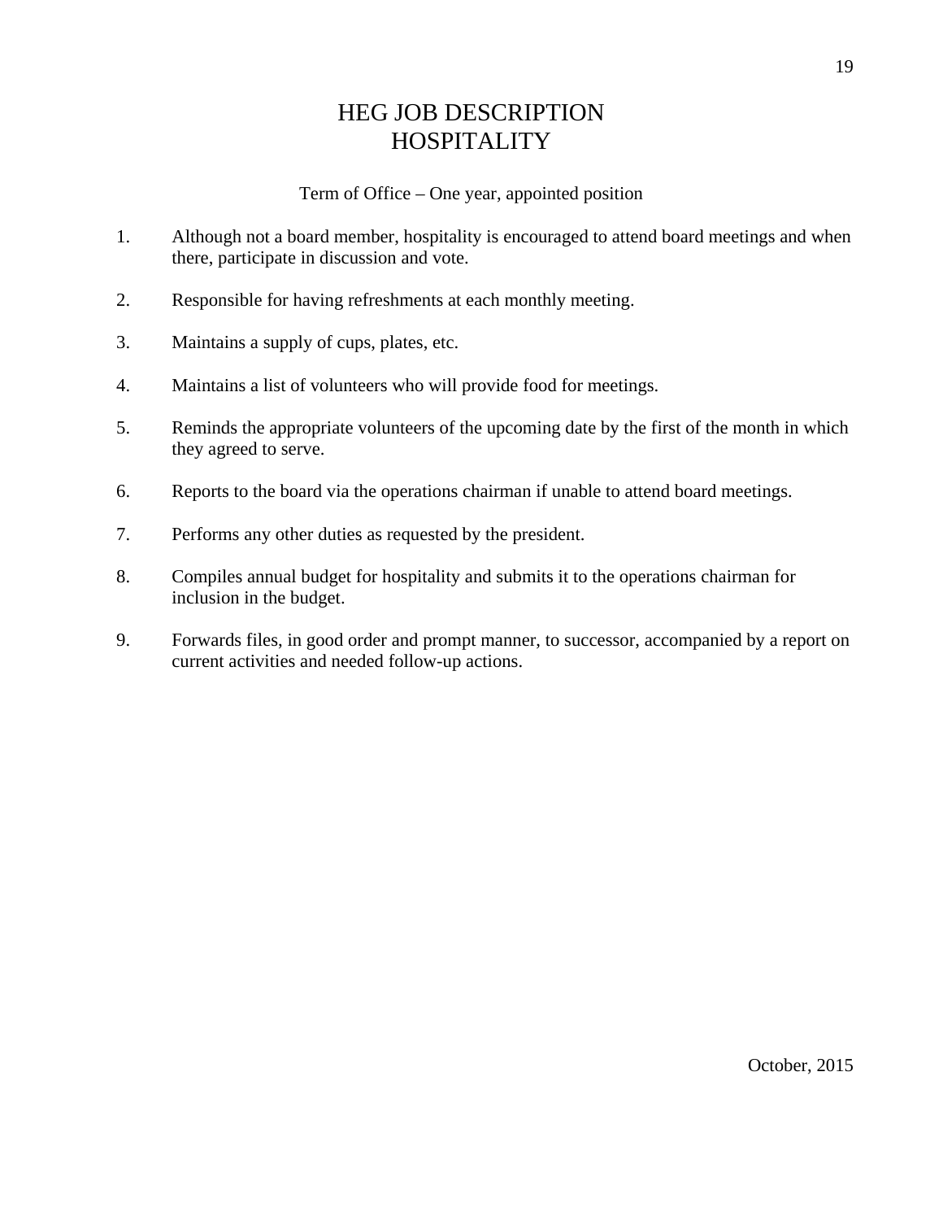# HEG JOB DESCRIPTION
# HOSPITALITY

Term of Office – One year, appointed position

1. Although not a board member, hospitality is encouraged to attend board meetings and when there, participate in discussion and vote.

2. Responsible for having refreshments at each monthly meeting.

3. Maintains a supply of cups, plates, etc.

4. Maintains a list of volunteers who will provide food for meetings.

5. Reminds the appropriate volunteers of the upcoming date by the first of the month in which they agreed to serve.

6. Reports to the board via the operations chairman if unable to attend board meetings.

7. Performs any other duties as requested by the president.

8. Compiles annual budget for hospitality and submits it to the operations chairman for inclusion in the budget.

9. Forwards files, in good order and prompt manner, to successor, accompanied by a report on current activities and needed follow-up actions.

October, 2015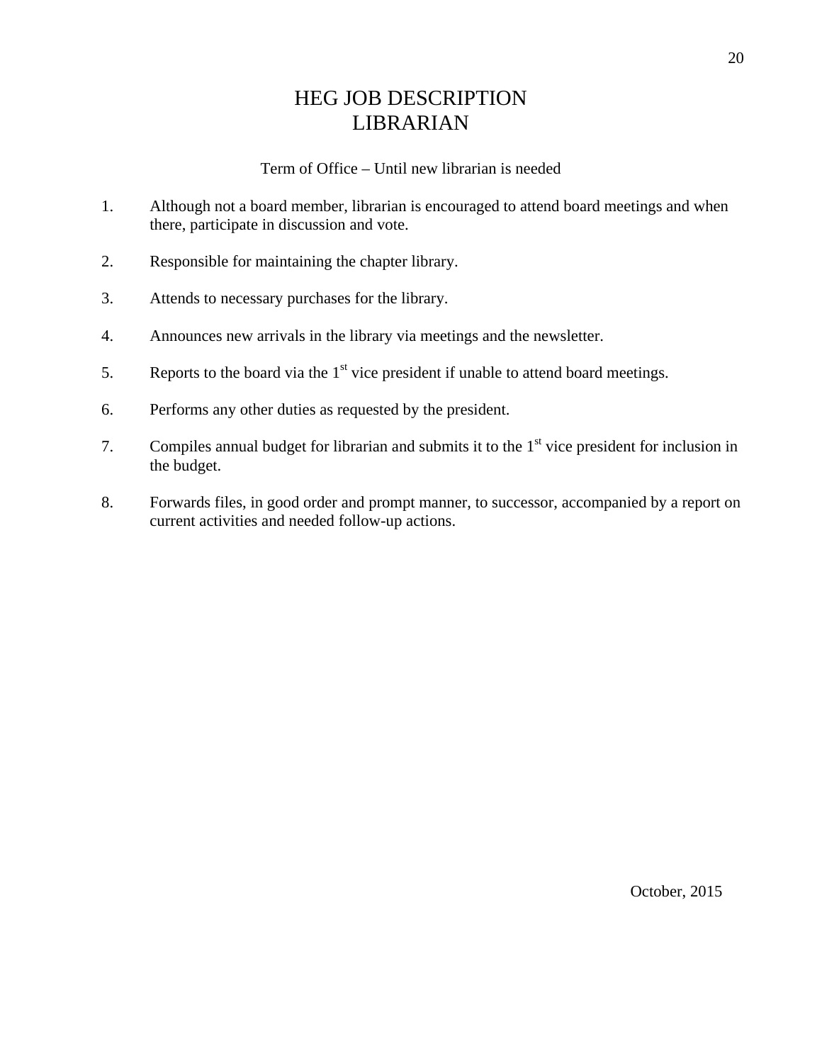# HEG JOB DESCRIPTION
# LIBRARIAN

Term of Office – Until new librarian is needed

1. Although not a board member, librarian is encouraged to attend board meetings and when there, participate in discussion and vote.

2. Responsible for maintaining the chapter library.

3. Attends to necessary purchases for the library.

4. Announces new arrivals in the library via meetings and the newsletter.

5. Reports to the board via the 1st vice president if unable to attend board meetings.

6. Performs any other duties as requested by the president.

7. Compiles annual budget for librarian and submits it to the 1st vice president for inclusion in the budget.

8. Forwards files, in good order and prompt manner, to successor, accompanied by a report on current activities and needed follow-up actions.

October, 2015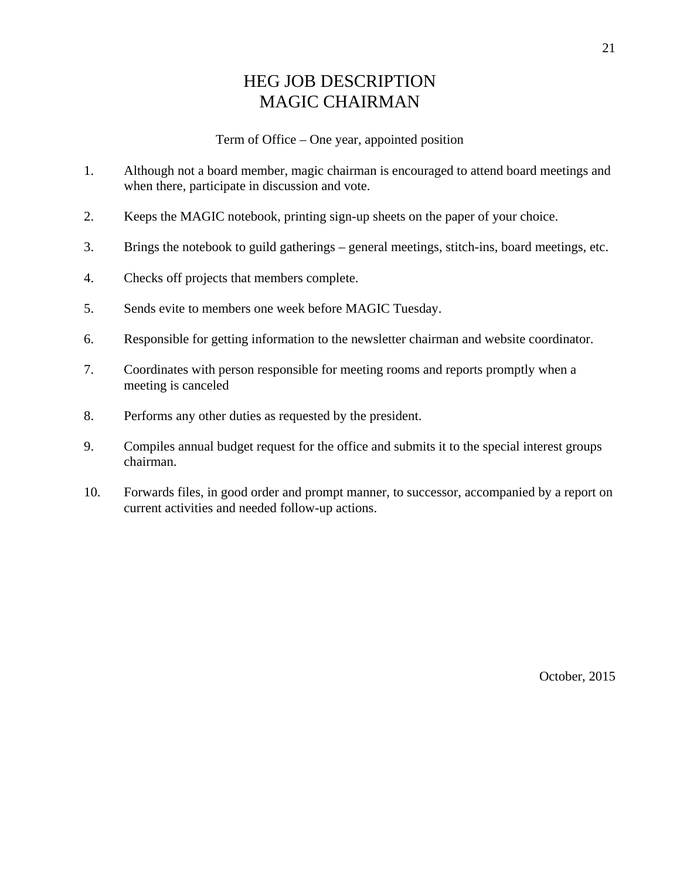# HEG JOB DESCRIPTION
# MAGIC CHAIRMAN

Term of Office – One year, appointed position

1. Although not a board member, magic chairman is encouraged to attend board meetings and when there, participate in discussion and vote.

2. Keeps the MAGIC notebook, printing sign-up sheets on the paper of your choice.

3. Brings the notebook to guild gatherings – general meetings, stitch-ins, board meetings, etc.

4. Checks off projects that members complete.

5. Sends evite to members one week before MAGIC Tuesday.

6. Responsible for getting information to the newsletter chairman and website coordinator.

7. Coordinates with person responsible for meeting rooms and reports promptly when a meeting is canceled

8. Performs any other duties as requested by the president.

9. Compiles annual budget request for the office and submits it to the special interest groups chairman.

10. Forwards files, in good order and prompt manner, to successor, accompanied by a report on current activities and needed follow-up actions.

October, 2015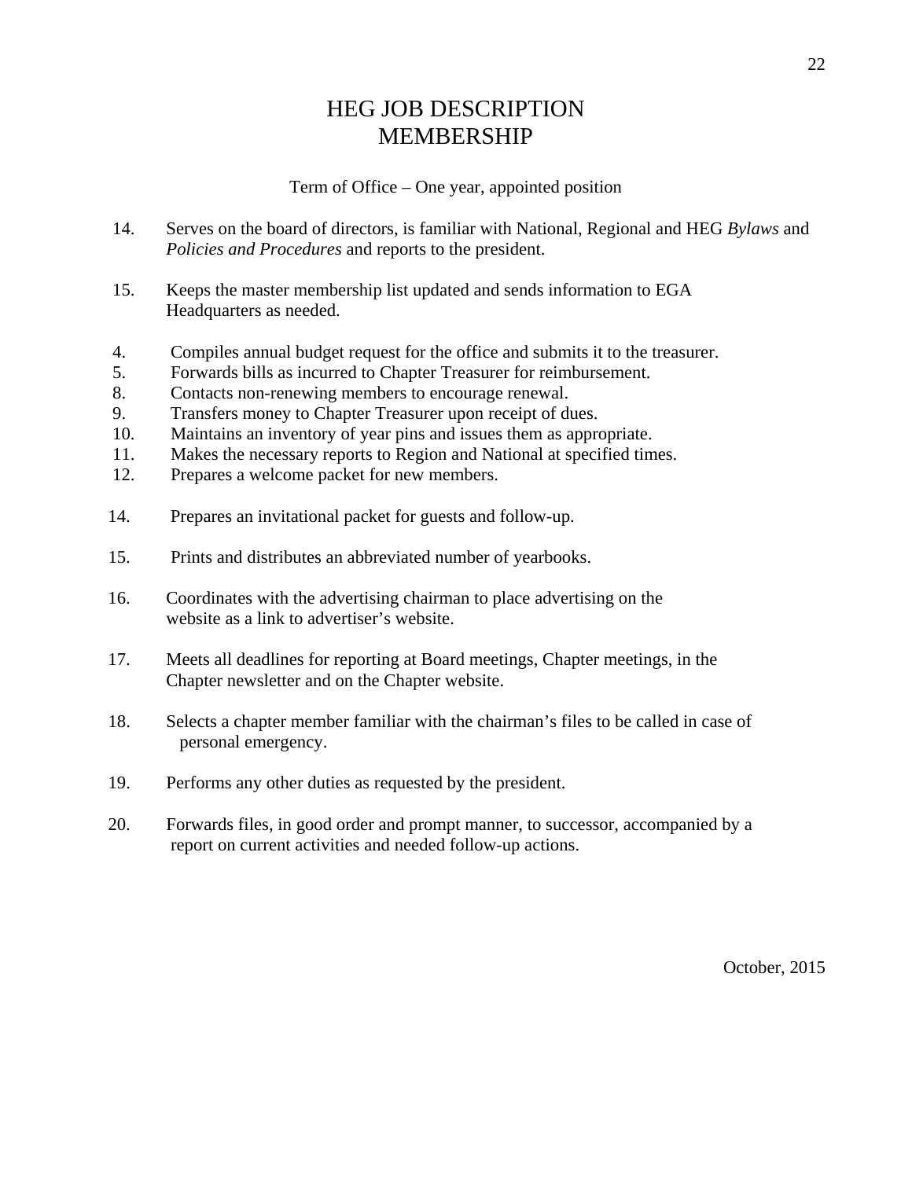# HEG JOB DESCRIPTION
# MEMBERSHIP

Term of Office – One year, appointed position

14. Serves on the board of directors, is familiar with National, Regional and HEG *Bylaws* and *Policies and Procedures* and reports to the president.

15. Keeps the master membership list updated and sends information to EGA Headquarters as needed.

4. Compiles annual budget request for the office and submits it to the treasurer.
5. Forwards bills as incurred to Chapter Treasurer for reimbursement.
8. Contacts non-renewing members to encourage renewal.
9. Transfers money to Chapter Treasurer upon receipt of dues.
10. Maintains an inventory of year pins and issues them as appropriate.
11. Makes the necessary reports to Region and National at specified times.
12. Prepares a welcome packet for new members.

14. Prepares an invitational packet for guests and follow-up.

15. Prints and distributes an abbreviated number of yearbooks.

16. Coordinates with the advertising chairman to place advertising on the website as a link to advertiser's website.

17. Meets all deadlines for reporting at Board meetings, Chapter meetings, in the Chapter newsletter and on the Chapter website.

18. Selects a chapter member familiar with the chairman's files to be called in case of personal emergency.

19. Performs any other duties as requested by the president.

20. Forwards files, in good order and prompt manner, to successor, accompanied by a report on current activities and needed follow-up actions.

October, 2015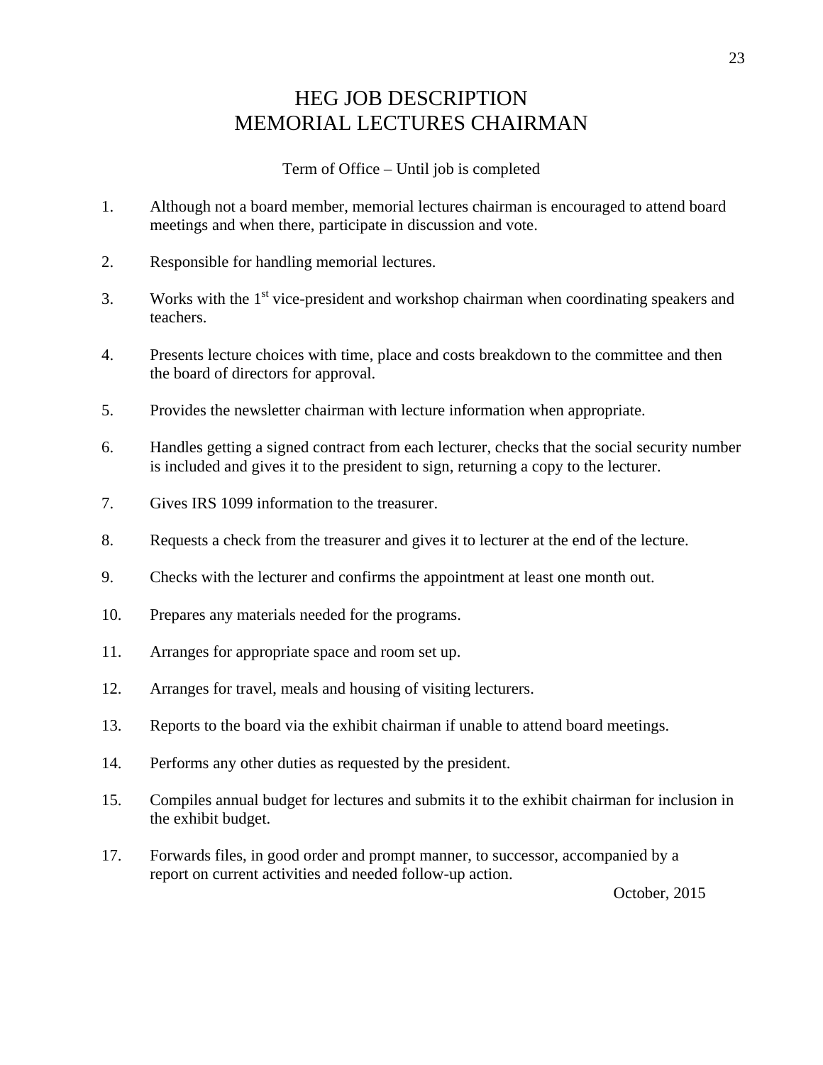# HEG JOB DESCRIPTION
# MEMORIAL LECTURES CHAIRMAN

Term of Office – Until job is completed

1. Although not a board member, memorial lectures chairman is encouraged to attend board meetings and when there, participate in discussion and vote.

2. Responsible for handling memorial lectures.

3. Works with the 1st vice-president and workshop chairman when coordinating speakers and teachers.

4. Presents lecture choices with time, place and costs breakdown to the committee and then the board of directors for approval.

5. Provides the newsletter chairman with lecture information when appropriate.

6. Handles getting a signed contract from each lecturer, checks that the social security number is included and gives it to the president to sign, returning a copy to the lecturer.

7. Gives IRS 1099 information to the treasurer.

8. Requests a check from the treasurer and gives it to lecturer at the end of the lecture.

9. Checks with the lecturer and confirms the appointment at least one month out.

10. Prepares any materials needed for the programs.

11. Arranges for appropriate space and room set up.

12. Arranges for travel, meals and housing of visiting lecturers.

13. Reports to the board via the exhibit chairman if unable to attend board meetings.

14. Performs any other duties as requested by the president.

15. Compiles annual budget for lectures and submits it to the exhibit chairman for inclusion in the exhibit budget.

17. Forwards files, in good order and prompt manner, to successor, accompanied by a report on current activities and needed follow-up action.

October, 2015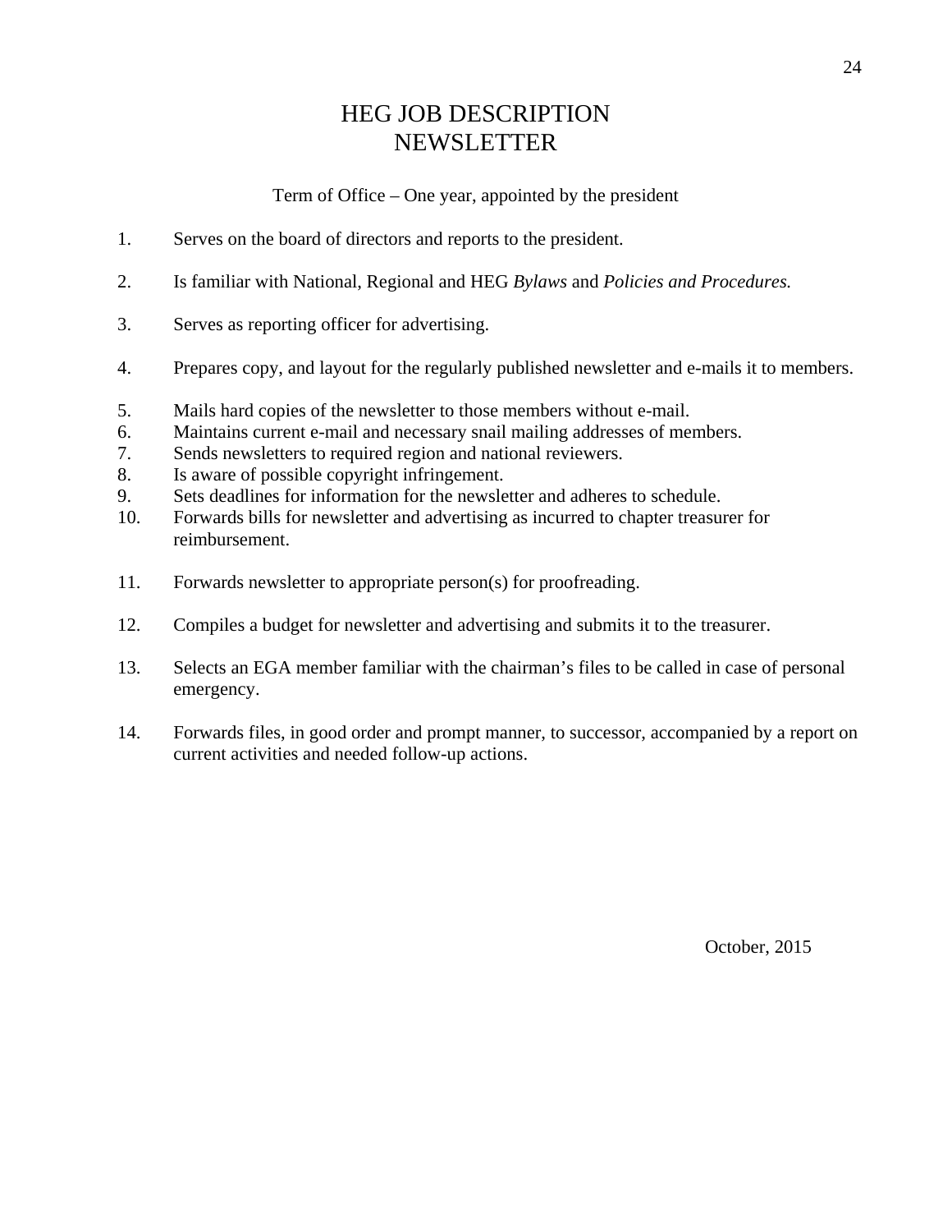# HEG JOB DESCRIPTION
# NEWSLETTER

Term of Office – One year, appointed by the president

1. Serves on the board of directors and reports to the president.

2. Is familiar with National, Regional and HEG *Bylaws* and *Policies and Procedures.*

3. Serves as reporting officer for advertising.

4. Prepares copy, and layout for the regularly published newsletter and e-mails it to members.

5. Mails hard copies of the newsletter to those members without e-mail.
6. Maintains current e-mail and necessary snail mailing addresses of members.
7. Sends newsletters to required region and national reviewers.
8. Is aware of possible copyright infringement.
9. Sets deadlines for information for the newsletter and adheres to schedule.
10. Forwards bills for newsletter and advertising as incurred to chapter treasurer for reimbursement.

11. Forwards newsletter to appropriate person(s) for proofreading.

12. Compiles a budget for newsletter and advertising and submits it to the treasurer.

13. Selects an EGA member familiar with the chairman's files to be called in case of personal emergency.

14. Forwards files, in good order and prompt manner, to successor, accompanied by a report on current activities and needed follow-up actions.

October, 2015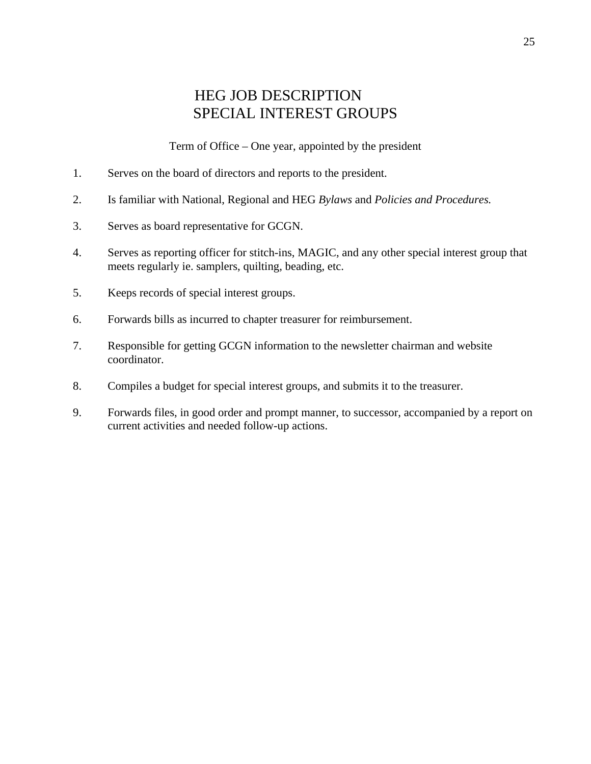# HEG JOB DESCRIPTION
## SPECIAL INTEREST GROUPS

Term of Office – One year, appointed by the president

1. Serves on the board of directors and reports to the president.

2. Is familiar with National, Regional and HEG *Bylaws* and *Policies and Procedures.*

3. Serves as board representative for GCGN.

4. Serves as reporting officer for stitch-ins, MAGIC, and any other special interest group that meets regularly ie. samplers, quilting, beading, etc.

5. Keeps records of special interest groups.

6. Forwards bills as incurred to chapter treasurer for reimbursement.

7. Responsible for getting GCGN information to the newsletter chairman and website coordinator.

8. Compiles a budget for special interest groups, and submits it to the treasurer.

9. Forwards files, in good order and prompt manner, to successor, accompanied by a report on current activities and needed follow-up actions.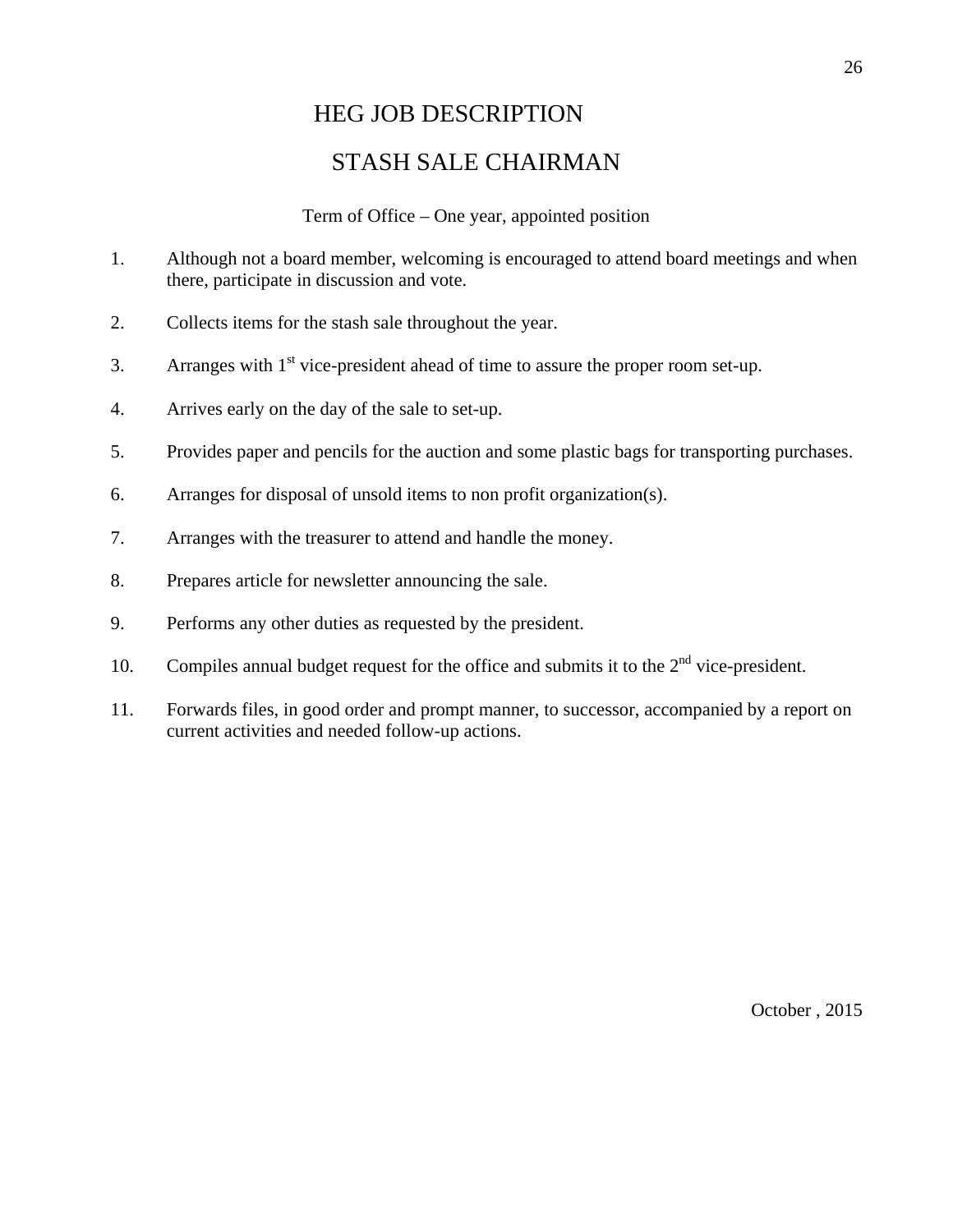# HEG JOB DESCRIPTION

## STASH SALE CHAIRMAN

Term of Office – One year, appointed position

1. Although not a board member, welcoming is encouraged to attend board meetings and when there, participate in discussion and vote.

2. Collects items for the stash sale throughout the year.

3. Arranges with 1st vice-president ahead of time to assure the proper room set-up.

4. Arrives early on the day of the sale to set-up.

5. Provides paper and pencils for the auction and some plastic bags for transporting purchases.

6. Arranges for disposal of unsold items to non profit organization(s).

7. Arranges with the treasurer to attend and handle the money.

8. Prepares article for newsletter announcing the sale.

9. Performs any other duties as requested by the president.

10. Compiles annual budget request for the office and submits it to the 2nd vice-president.

11. Forwards files, in good order and prompt manner, to successor, accompanied by a report on current activities and needed follow-up actions.

October , 2015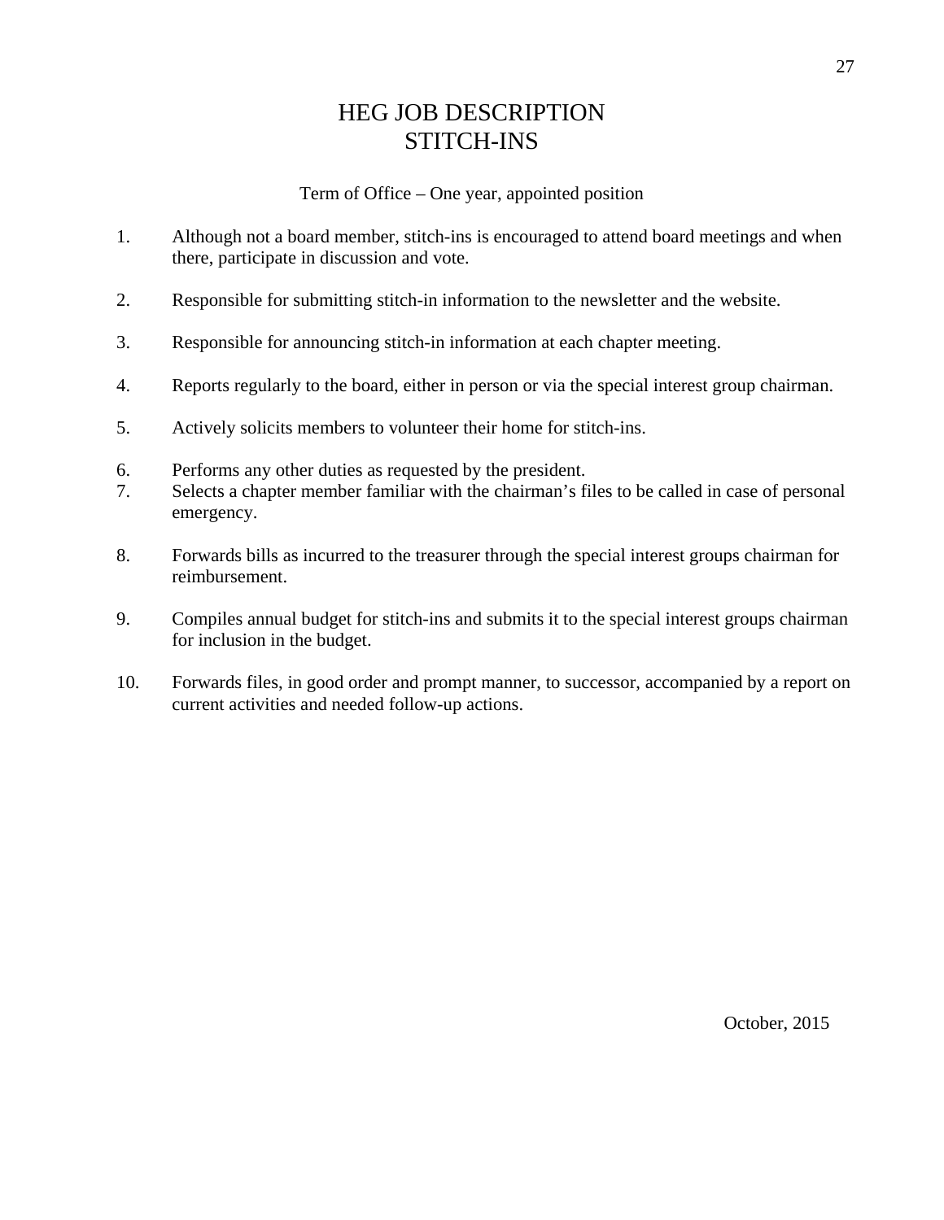# HEG JOB DESCRIPTION
# STITCH-INS

Term of Office – One year, appointed position

1. Although not a board member, stitch-ins is encouraged to attend board meetings and when there, participate in discussion and vote.

2. Responsible for submitting stitch-in information to the newsletter and the website.

3. Responsible for announcing stitch-in information at each chapter meeting.

4. Reports regularly to the board, either in person or via the special interest group chairman.

5. Actively solicits members to volunteer their home for stitch-ins.

6. Performs any other duties as requested by the president.
7. Selects a chapter member familiar with the chairman's files to be called in case of personal emergency.

8. Forwards bills as incurred to the treasurer through the special interest groups chairman for reimbursement.

9. Compiles annual budget for stitch-ins and submits it to the special interest groups chairman for inclusion in the budget.

10. Forwards files, in good order and prompt manner, to successor, accompanied by a report on current activities and needed follow-up actions.

October, 2015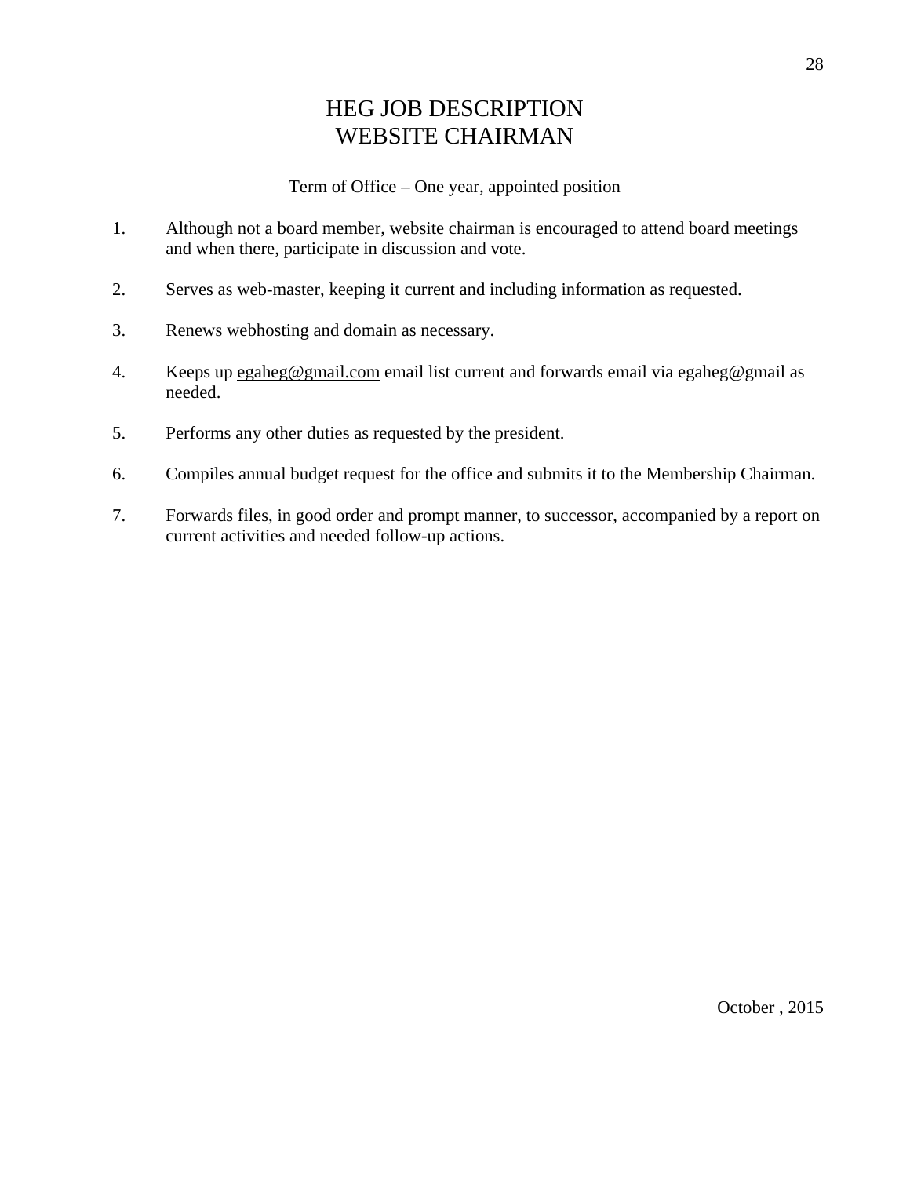# HEG JOB DESCRIPTION
# WEBSITE CHAIRMAN

Term of Office – One year, appointed position

1. Although not a board member, website chairman is encouraged to attend board meetings and when there, participate in discussion and vote.

2. Serves as web-master, keeping it current and including information as requested.

3. Renews webhosting and domain as necessary.

4. Keeps up egaheg@gmail.com email list current and forwards email via egaheg@gmail as needed.

5. Performs any other duties as requested by the president.

6. Compiles annual budget request for the office and submits it to the Membership Chairman.

7. Forwards files, in good order and prompt manner, to successor, accompanied by a report on current activities and needed follow-up actions.

October , 2015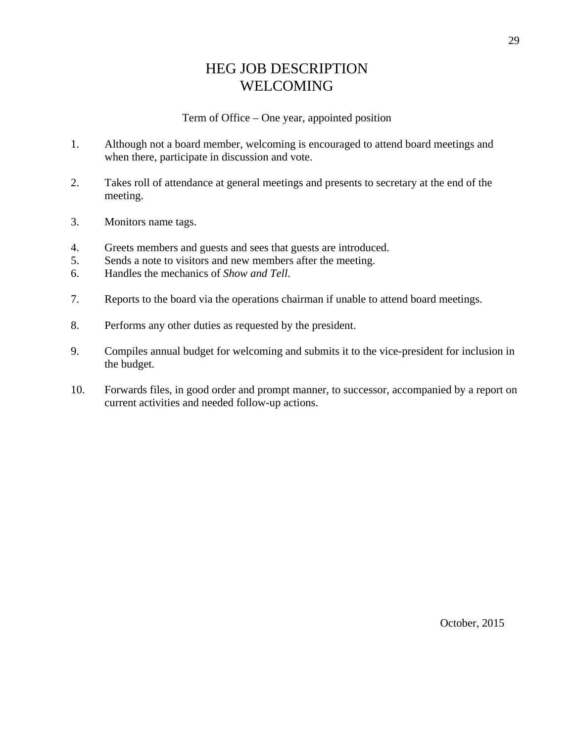# HEG JOB DESCRIPTION
# WELCOMING

Term of Office – One year, appointed position

1. Although not a board member, welcoming is encouraged to attend board meetings and when there, participate in discussion and vote.

2. Takes roll of attendance at general meetings and presents to secretary at the end of the meeting.

3. Monitors name tags.

4. Greets members and guests and sees that guests are introduced.
5. Sends a note to visitors and new members after the meeting.
6. Handles the mechanics of *Show and Tell*.

7. Reports to the board via the operations chairman if unable to attend board meetings.

8. Performs any other duties as requested by the president.

9. Compiles annual budget for welcoming and submits it to the vice-president for inclusion in the budget.

10. Forwards files, in good order and prompt manner, to successor, accompanied by a report on current activities and needed follow-up actions.

October, 2015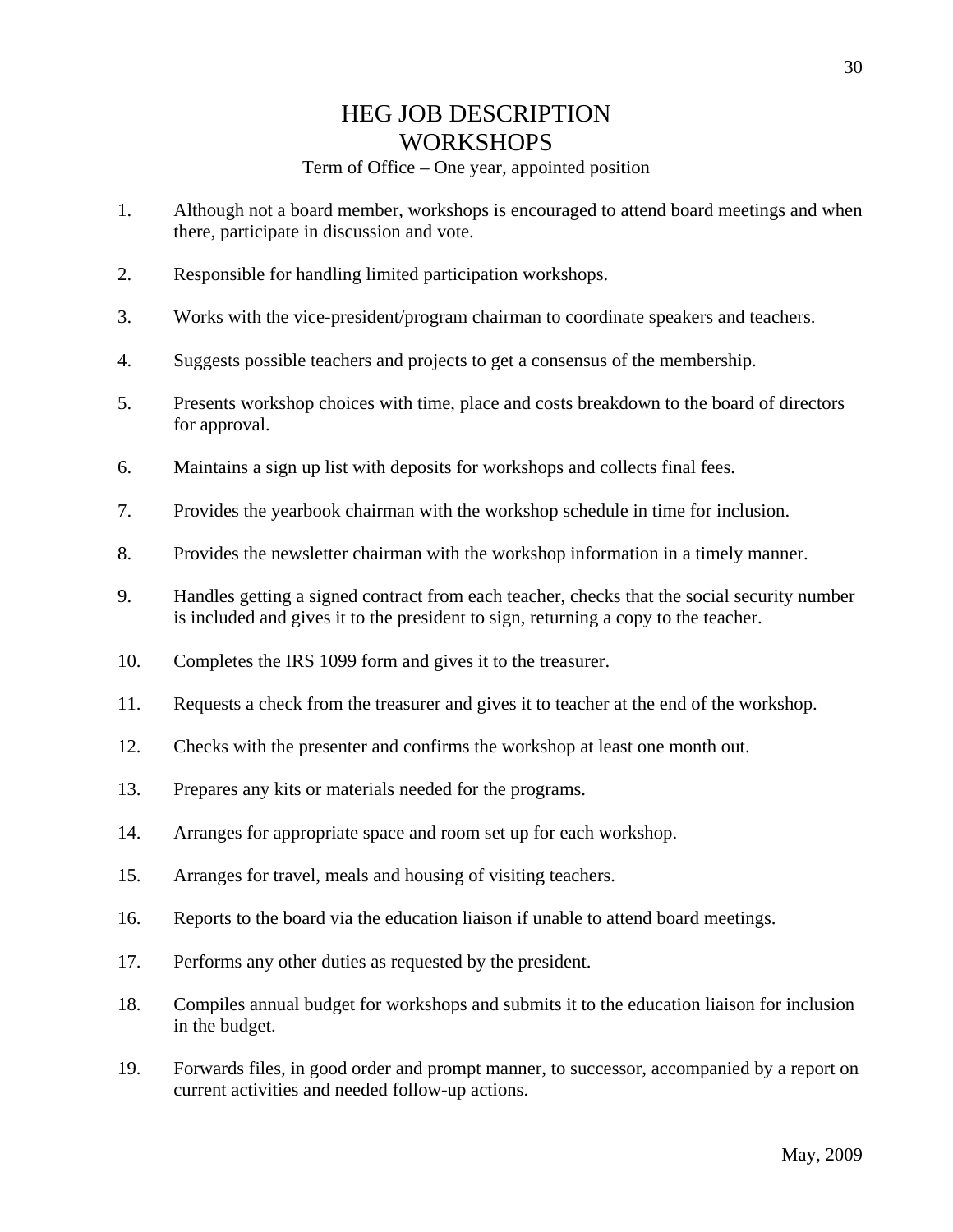# HEG JOB DESCRIPTION
# WORKSHOPS

Term of Office – One year, appointed position

1. Although not a board member, workshops is encouraged to attend board meetings and when there, participate in discussion and vote.
2. Responsible for handling limited participation workshops.
3. Works with the vice-president/program chairman to coordinate speakers and teachers.
4. Suggests possible teachers and projects to get a consensus of the membership.
5. Presents workshop choices with time, place and costs breakdown to the board of directors for approval.
6. Maintains a sign up list with deposits for workshops and collects final fees.
7. Provides the yearbook chairman with the workshop schedule in time for inclusion.
8. Provides the newsletter chairman with the workshop information in a timely manner.
9. Handles getting a signed contract from each teacher, checks that the social security number is included and gives it to the president to sign, returning a copy to the teacher.
10. Completes the IRS 1099 form and gives it to the treasurer.
11. Requests a check from the treasurer and gives it to teacher at the end of the workshop.
12. Checks with the presenter and confirms the workshop at least one month out.
13. Prepares any kits or materials needed for the programs.
14. Arranges for appropriate space and room set up for each workshop.
15. Arranges for travel, meals and housing of visiting teachers.
16. Reports to the board via the education liaison if unable to attend board meetings.
17. Performs any other duties as requested by the president.
18. Compiles annual budget for workshops and submits it to the education liaison for inclusion in the budget.
19. Forwards files, in good order and prompt manner, to successor, accompanied by a report on current activities and needed follow-up actions.

May, 2009